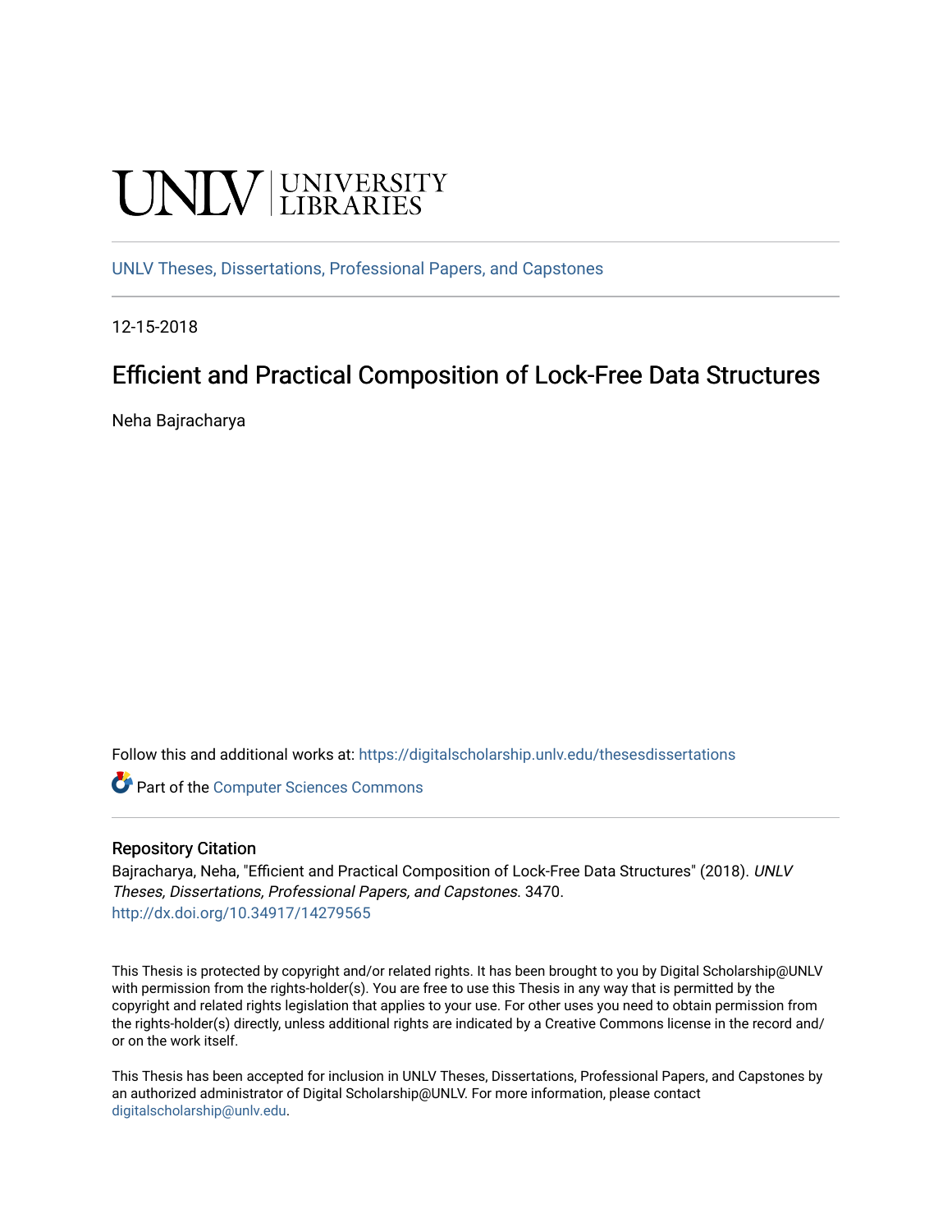UNLV | UNIVERSITY LIBRARIES

UNLV Theses, Dissertations, Professional Papers, and Capstones

12-15-2018

# Efficient and Practical Composition of Lock-Free Data Structures

Neha Bajracharya

Follow this and additional works at: https://digitalscholarship.unlv.edu/thesesdissertations

Part of the Computer Sciences Commons

## Repository Citation

Bajracharya, Neha, "Efficient and Practical Composition of Lock-Free Data Structures" (2018). *UNLV Theses, Dissertations, Professional Papers, and Capstones*. 3470.
http://dx.doi.org/10.34917/14279565

This Thesis is protected by copyright and/or related rights. It has been brought to you by Digital Scholarship@UNLV with permission from the rights-holder(s). You are free to use this Thesis in any way that is permitted by the copyright and related rights legislation that applies to your use. For other uses you need to obtain permission from the rights-holder(s) directly, unless additional rights are indicated by a Creative Commons license in the record and/or on the work itself.

This Thesis has been accepted for inclusion in UNLV Theses, Dissertations, Professional Papers, and Capstones by an authorized administrator of Digital Scholarship@UNLV. For more information, please contact digitalscholarship@unlv.edu.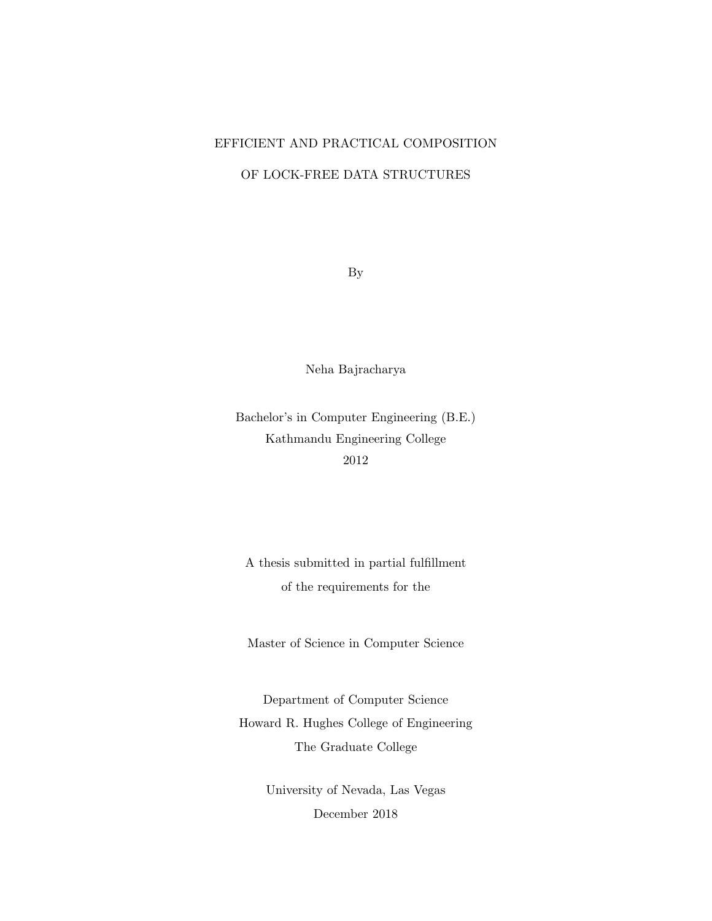# EFFICIENT AND PRACTICAL COMPOSITION OF LOCK-FREE DATA STRUCTURES

By

Neha Bajracharya

Bachelor's in Computer Engineering (B.E.)
Kathmandu Engineering College
2012

A thesis submitted in partial fulfillment
of the requirements for the

Master of Science in Computer Science

Department of Computer Science
Howard R. Hughes College of Engineering
The Graduate College

University of Nevada, Las Vegas
December 2018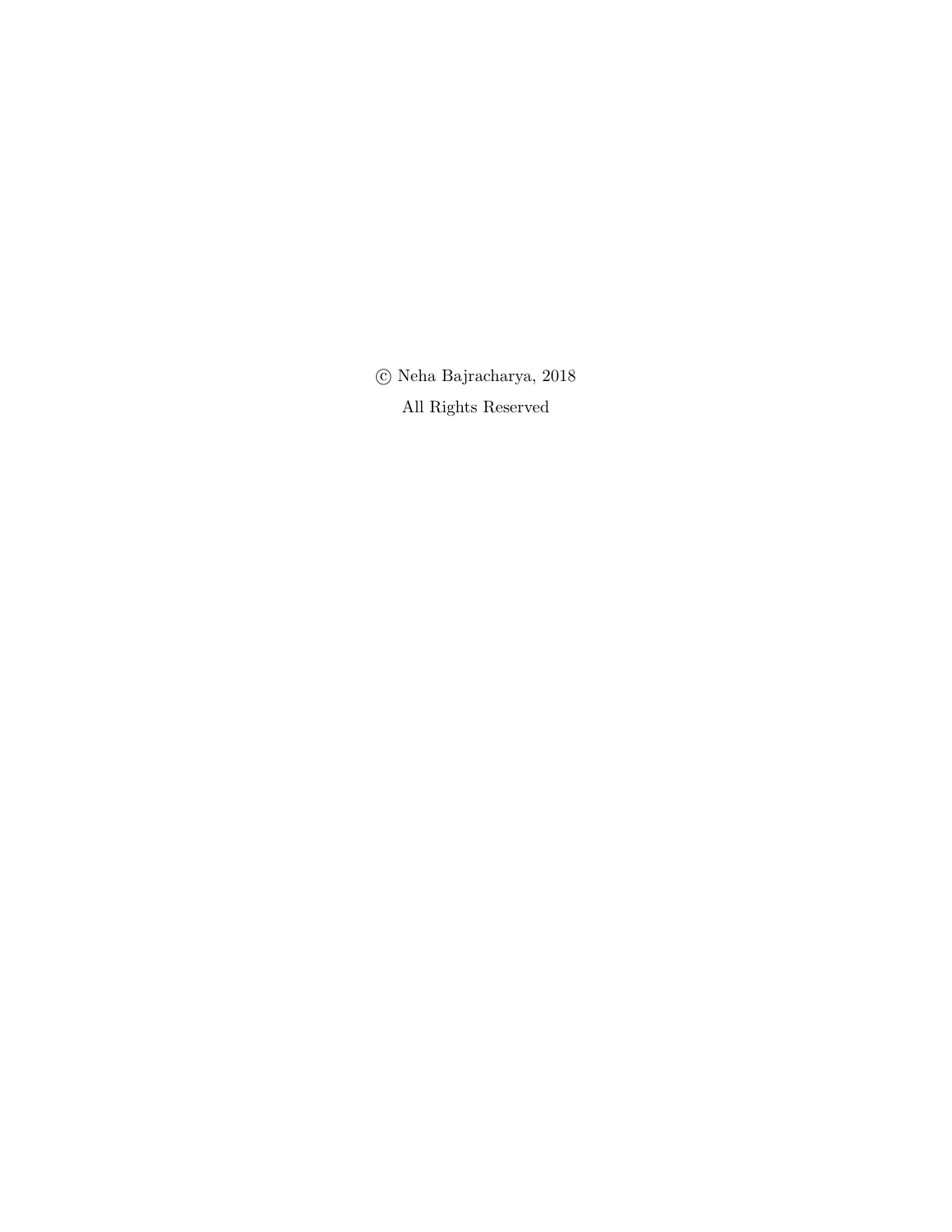© Neha Bajracharya, 2018

All Rights Reserved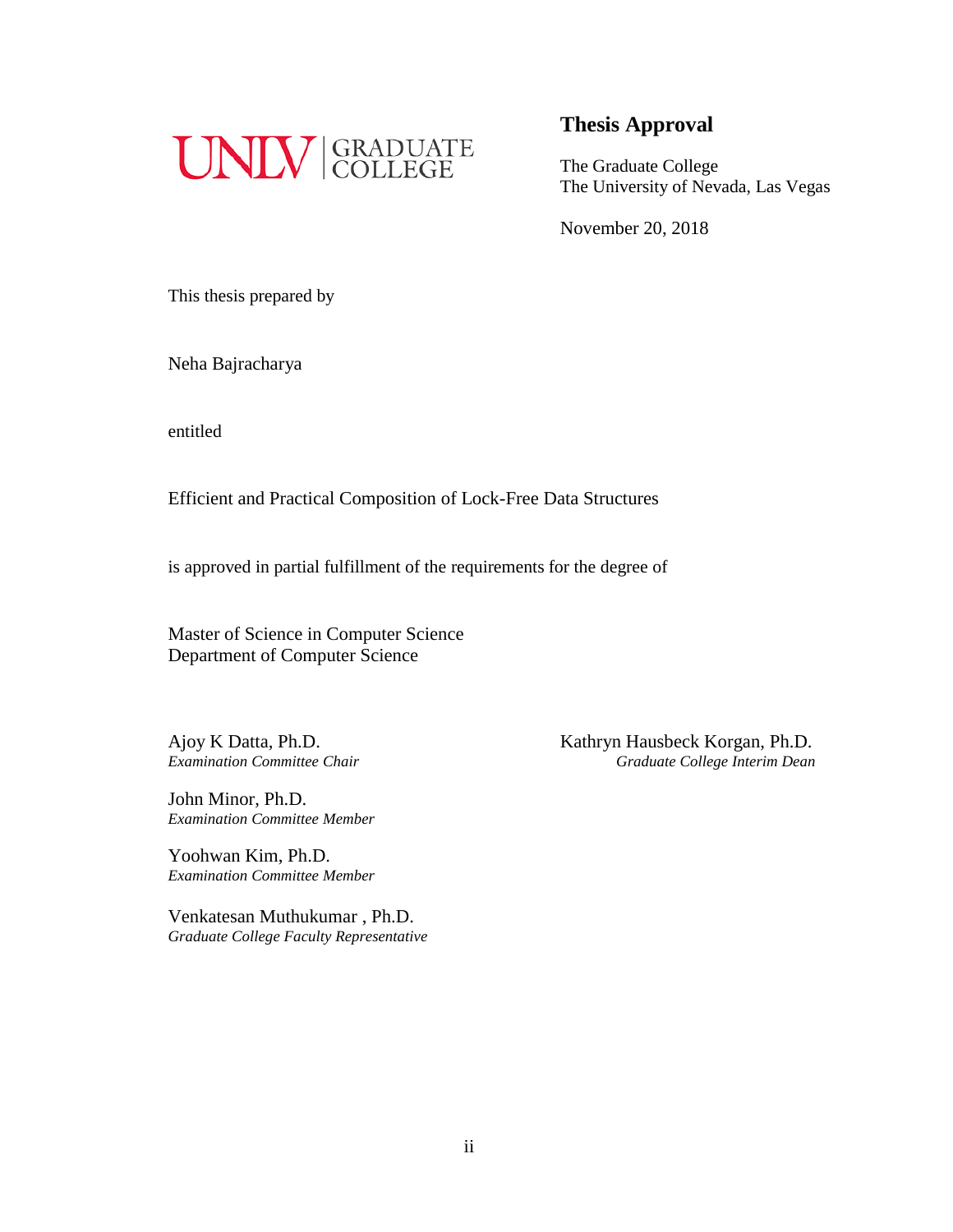UNLV | GRADUATE COLLEGE

## Thesis Approval

The Graduate College
The University of Nevada, Las Vegas

November 20, 2018

This thesis prepared by

Neha Bajracharya

entitled

Efficient and Practical Composition of Lock-Free Data Structures

is approved in partial fulfillment of the requirements for the degree of

Master of Science in Computer Science
Department of Computer Science

Ajoy K Datta, Ph.D.
*Examination Committee Chair*

John Minor, Ph.D.
*Examination Committee Member*

Yoohwan Kim, Ph.D.
*Examination Committee Member*

Venkatesan Muthukumar , Ph.D.
*Graduate College Faculty Representative*

Kathryn Hausbeck Korgan, Ph.D.
*Graduate College Interim Dean*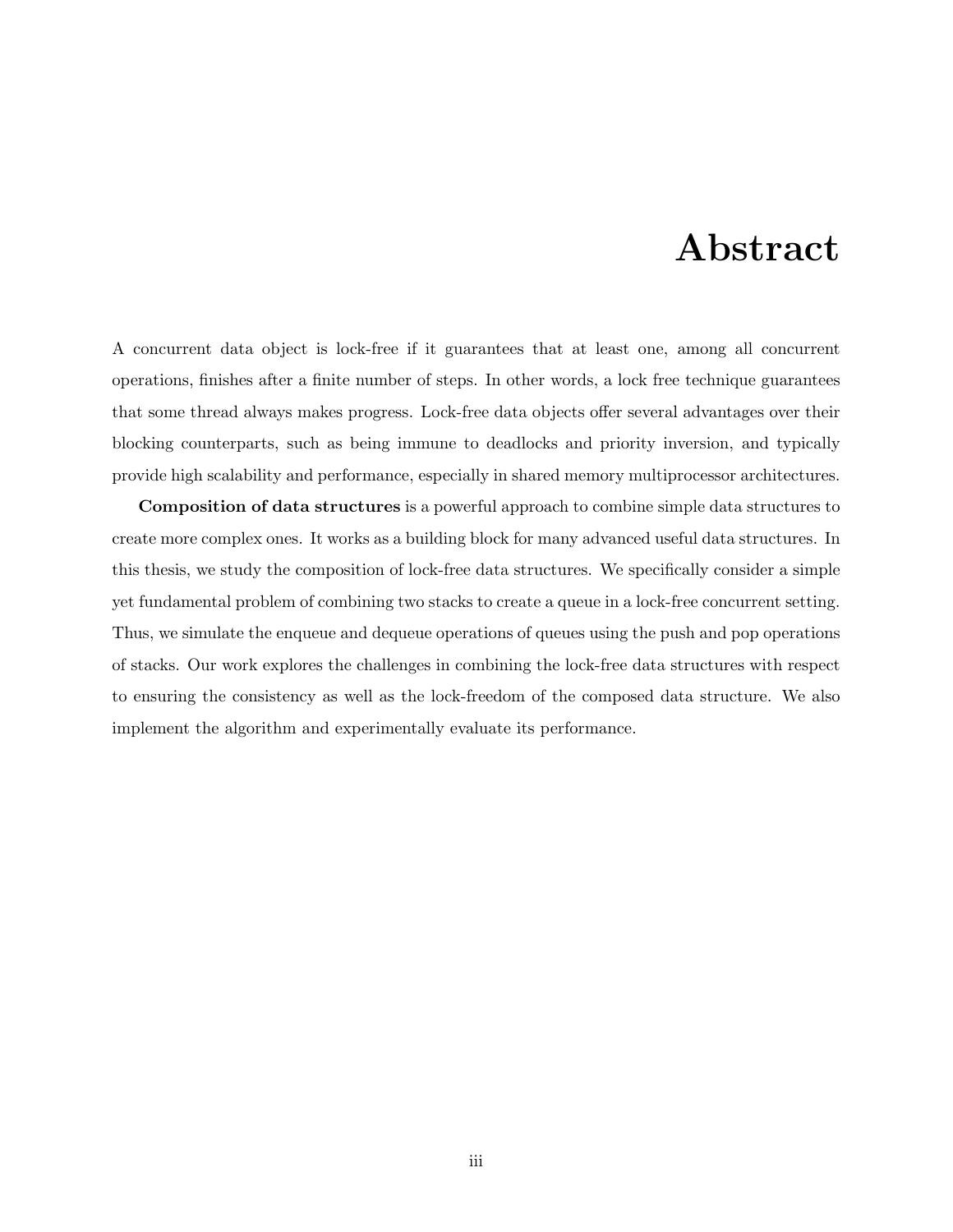# Abstract

A concurrent data object is lock-free if it guarantees that at least one, among all concurrent operations, finishes after a finite number of steps. In other words, a lock free technique guarantees that some thread always makes progress. Lock-free data objects offer several advantages over their blocking counterparts, such as being immune to deadlocks and priority inversion, and typically provide high scalability and performance, especially in shared memory multiprocessor architectures.

**Composition of data structures** is a powerful approach to combine simple data structures to create more complex ones. It works as a building block for many advanced useful data structures. In this thesis, we study the composition of lock-free data structures. We specifically consider a simple yet fundamental problem of combining two stacks to create a queue in a lock-free concurrent setting. Thus, we simulate the enqueue and dequeue operations of queues using the push and pop operations of stacks. Our work explores the challenges in combining the lock-free data structures with respect to ensuring the consistency as well as the lock-freedom of the composed data structure. We also implement the algorithm and experimentally evaluate its performance.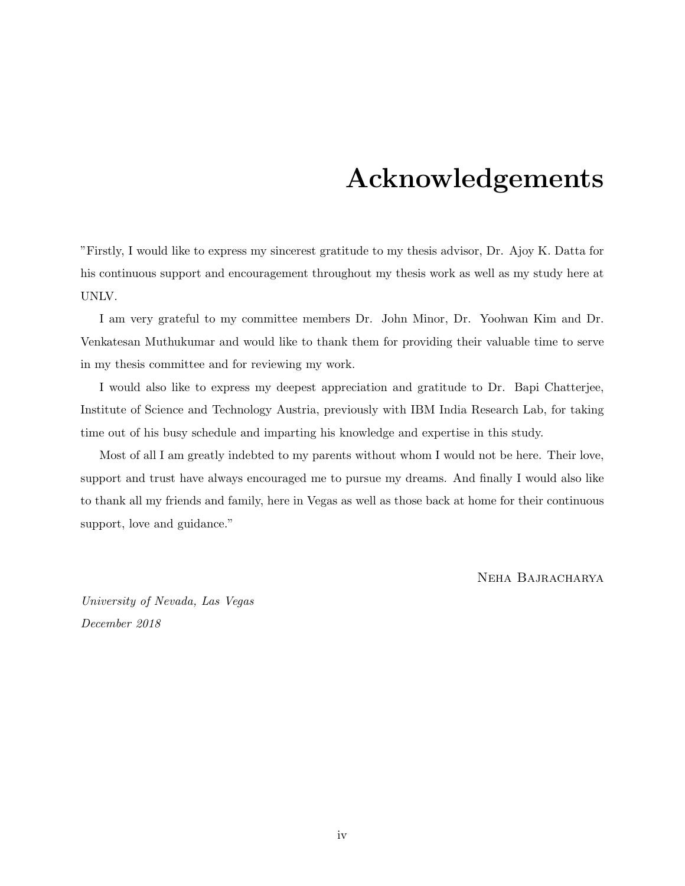# Acknowledgements

"Firstly, I would like to express my sincerest gratitude to my thesis advisor, Dr. Ajoy K. Datta for his continuous support and encouragement throughout my thesis work as well as my study here at UNLV.

I am very grateful to my committee members Dr. John Minor, Dr. Yoohwan Kim and Dr. Venkatesan Muthukumar and would like to thank them for providing their valuable time to serve in my thesis committee and for reviewing my work.

I would also like to express my deepest appreciation and gratitude to Dr. Bapi Chatterjee, Institute of Science and Technology Austria, previously with IBM India Research Lab, for taking time out of his busy schedule and imparting his knowledge and expertise in this study.

Most of all I am greatly indebted to my parents without whom I would not be here. Their love, support and trust have always encouraged me to pursue my dreams. And finally I would also like to thank all my friends and family, here in Vegas as well as those back at home for their continuous support, love and guidance."

Neha Bajracharya

*University of Nevada, Las Vegas*
*December 2018*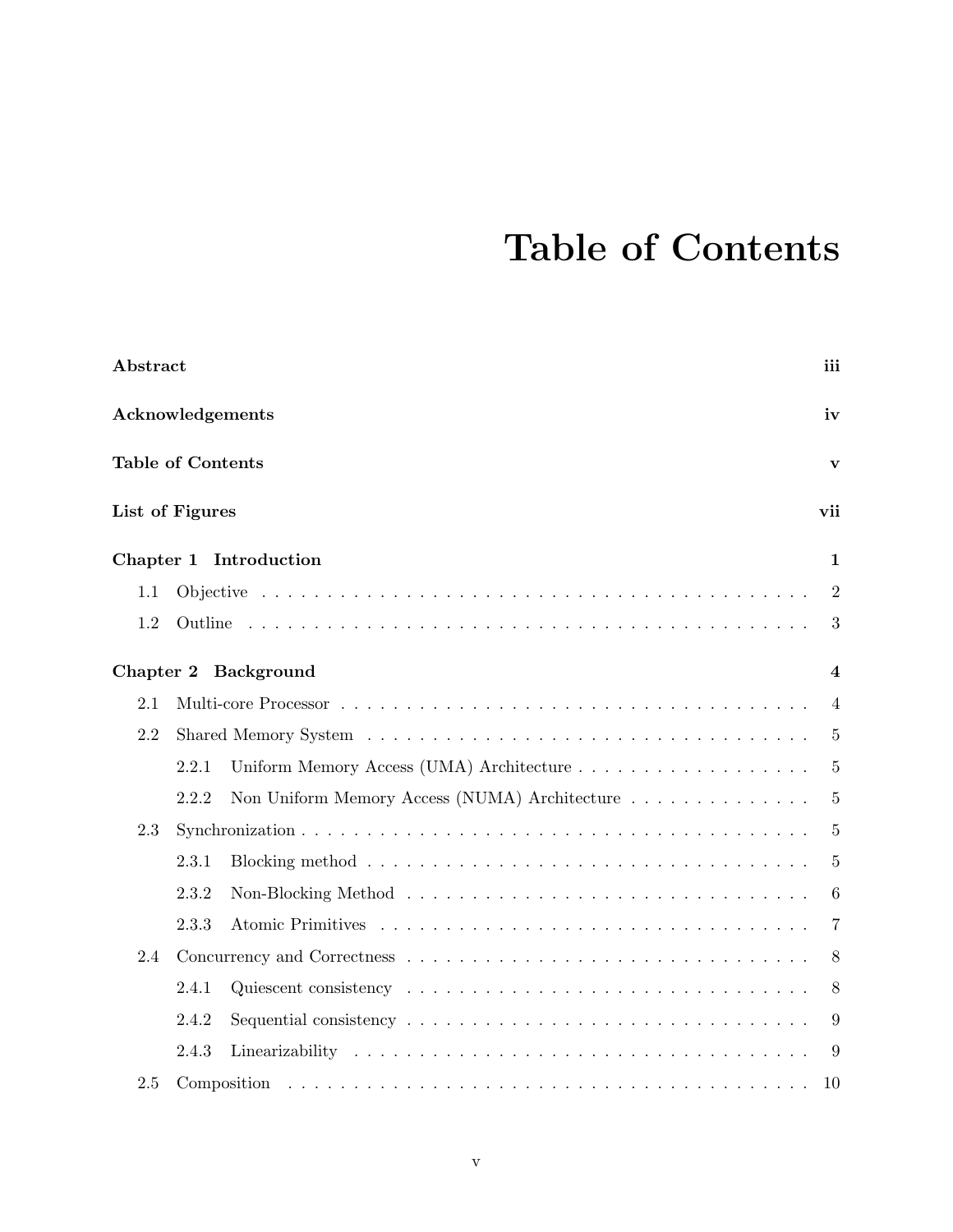# Table of Contents

**Abstract** iii

**Acknowledgements** iv

**Table of Contents** v

**List of Figures** vii

**Chapter 1 Introduction** 1

- 1.1 Objective . . . . . . . . . . 2
- 1.2 Outline . . . . . . . . . . 3

**Chapter 2 Background** 4

- 2.1 Multi-core Processor . . . . . . . . . . 4
- 2.2 Shared Memory System . . . . . . . . . . 5
  - 2.2.1 Uniform Memory Access (UMA) Architecture . . . . . . . . . . 5
  - 2.2.2 Non Uniform Memory Access (NUMA) Architecture . . . . . . . . . . 5
- 2.3 Synchronization . . . . . . . . . . 5
  - 2.3.1 Blocking method . . . . . . . . . . 5
  - 2.3.2 Non-Blocking Method . . . . . . . . . . 6
  - 2.3.3 Atomic Primitives . . . . . . . . . . 7
- 2.4 Concurrency and Correctness . . . . . . . . . . 8
  - 2.4.1 Quiescent consistency . . . . . . . . . . 8
  - 2.4.2 Sequential consistency . . . . . . . . . . 9
  - 2.4.3 Linearizability . . . . . . . . . . 9
- 2.5 Composition . . . . . . . . . . 10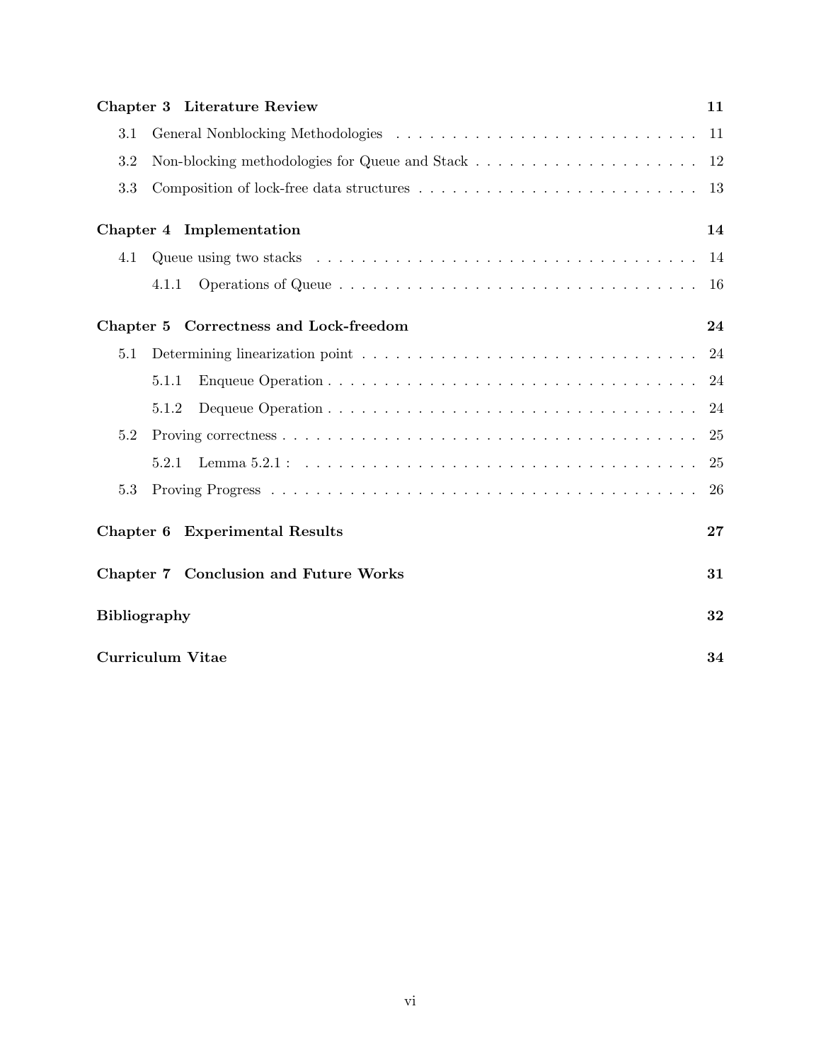**Chapter 3 Literature Review** 11

- 3.1 General Nonblocking Methodologies 11
- 3.2 Non-blocking methodologies for Queue and Stack 12
- 3.3 Composition of lock-free data structures 13

**Chapter 4 Implementation** 14

- 4.1 Queue using two stacks 14
  - 4.1.1 Operations of Queue 16

**Chapter 5 Correctness and Lock-freedom** 24

- 5.1 Determining linearization point 24
  - 5.1.1 Enqueue Operation 24
  - 5.1.2 Dequeue Operation 24
- 5.2 Proving correctness 25
  - 5.2.1 Lemma 5.2.1 : 25
- 5.3 Proving Progress 26

**Chapter 6 Experimental Results** 27

**Chapter 7 Conclusion and Future Works** 31

**Bibliography** 32

**Curriculum Vitae** 34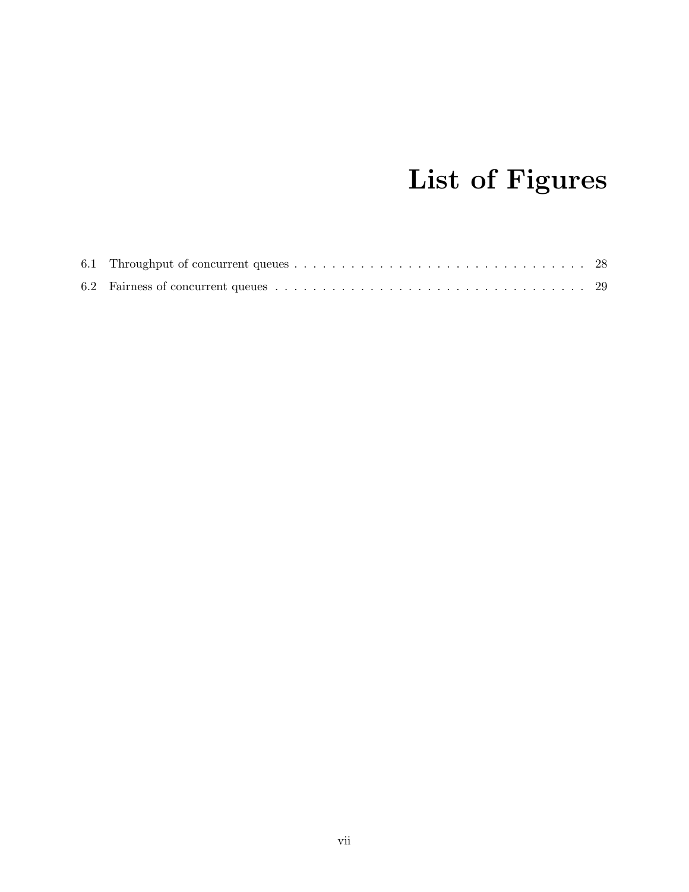# List of Figures

6.1 Throughput of concurrent queues . . . . . . . . . . . . . . . . . . . . . . . . . . . . . . . . . 28

6.2 Fairness of concurrent queues . . . . . . . . . . . . . . . . . . . . . . . . . . . . . . . . . . . 29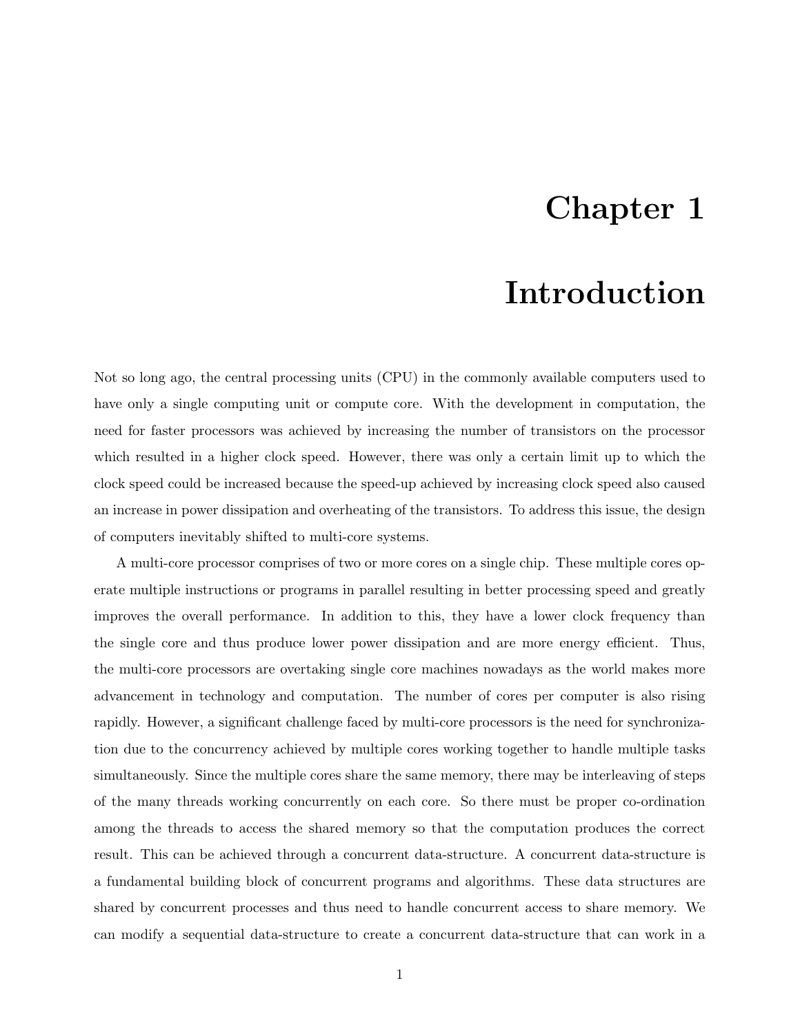# Chapter 1

# Introduction

Not so long ago, the central processing units (CPU) in the commonly available computers used to have only a single computing unit or compute core. With the development in computation, the need for faster processors was achieved by increasing the number of transistors on the processor which resulted in a higher clock speed. However, there was only a certain limit up to which the clock speed could be increased because the speed-up achieved by increasing clock speed also caused an increase in power dissipation and overheating of the transistors. To address this issue, the design of computers inevitably shifted to multi-core systems.

A multi-core processor comprises of two or more cores on a single chip. These multiple cores operate multiple instructions or programs in parallel resulting in better processing speed and greatly improves the overall performance. In addition to this, they have a lower clock frequency than the single core and thus produce lower power dissipation and are more energy efficient. Thus, the multi-core processors are overtaking single core machines nowadays as the world makes more advancement in technology and computation. The number of cores per computer is also rising rapidly. However, a significant challenge faced by multi-core processors is the need for synchronization due to the concurrency achieved by multiple cores working together to handle multiple tasks simultaneously. Since the multiple cores share the same memory, there may be interleaving of steps of the many threads working concurrently on each core. So there must be proper co-ordination among the threads to access the shared memory so that the computation produces the correct result. This can be achieved through a concurrent data-structure. A concurrent data-structure is a fundamental building block of concurrent programs and algorithms. These data structures are shared by concurrent processes and thus need to handle concurrent access to share memory. We can modify a sequential data-structure to create a concurrent data-structure that can work in a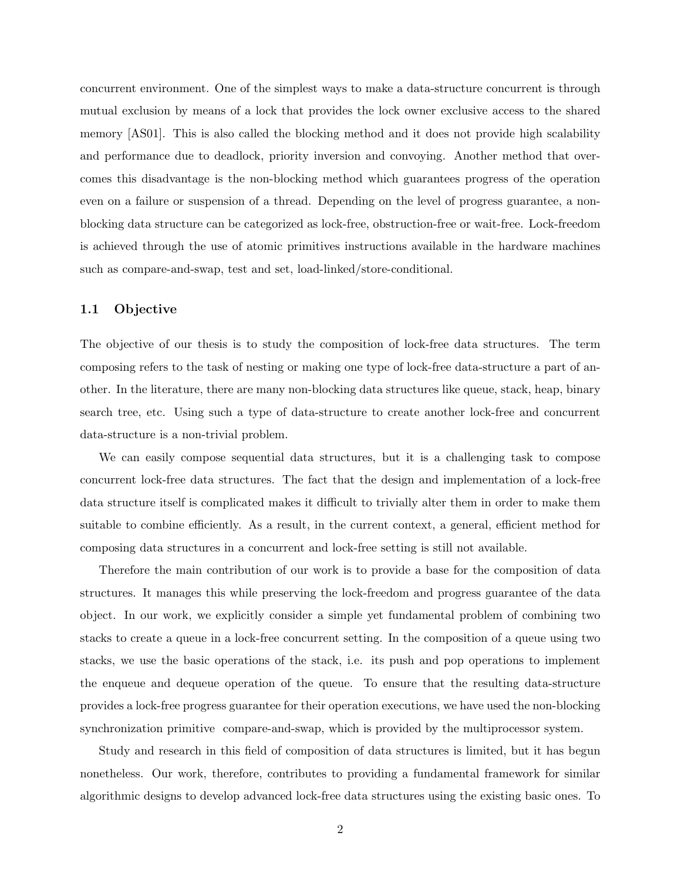concurrent environment. One of the simplest ways to make a data-structure concurrent is through mutual exclusion by means of a lock that provides the lock owner exclusive access to the shared memory [AS01]. This is also called the blocking method and it does not provide high scalability and performance due to deadlock, priority inversion and convoying. Another method that overcomes this disadvantage is the non-blocking method which guarantees progress of the operation even on a failure or suspension of a thread. Depending on the level of progress guarantee, a non-blocking data structure can be categorized as lock-free, obstruction-free or wait-free. Lock-freedom is achieved through the use of atomic primitives instructions available in the hardware machines such as compare-and-swap, test and set, load-linked/store-conditional.

### 1.1 Objective

The objective of our thesis is to study the composition of lock-free data structures. The term composing refers to the task of nesting or making one type of lock-free data-structure a part of another. In the literature, there are many non-blocking data structures like queue, stack, heap, binary search tree, etc. Using such a type of data-structure to create another lock-free and concurrent data-structure is a non-trivial problem.

We can easily compose sequential data structures, but it is a challenging task to compose concurrent lock-free data structures. The fact that the design and implementation of a lock-free data structure itself is complicated makes it difficult to trivially alter them in order to make them suitable to combine efficiently. As a result, in the current context, a general, efficient method for composing data structures in a concurrent and lock-free setting is still not available.

Therefore the main contribution of our work is to provide a base for the composition of data structures. It manages this while preserving the lock-freedom and progress guarantee of the data object. In our work, we explicitly consider a simple yet fundamental problem of combining two stacks to create a queue in a lock-free concurrent setting. In the composition of a queue using two stacks, we use the basic operations of the stack, i.e. its push and pop operations to implement the enqueue and dequeue operation of the queue. To ensure that the resulting data-structure provides a lock-free progress guarantee for their operation executions, we have used the non-blocking synchronization primitive compare-and-swap, which is provided by the multiprocessor system.

Study and research in this field of composition of data structures is limited, but it has begun nonetheless. Our work, therefore, contributes to providing a fundamental framework for similar algorithmic designs to develop advanced lock-free data structures using the existing basic ones. To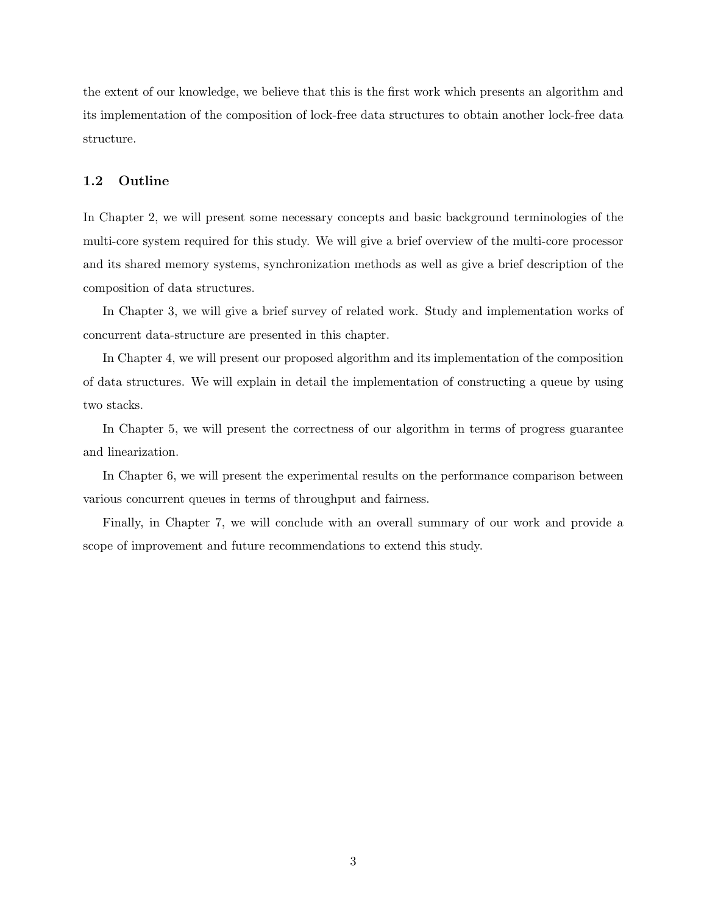the extent of our knowledge, we believe that this is the first work which presents an algorithm and its implementation of the composition of lock-free data structures to obtain another lock-free data structure.

## 1.2 Outline

In Chapter 2, we will present some necessary concepts and basic background terminologies of the multi-core system required for this study. We will give a brief overview of the multi-core processor and its shared memory systems, synchronization methods as well as give a brief description of the composition of data structures.

In Chapter 3, we will give a brief survey of related work. Study and implementation works of concurrent data-structure are presented in this chapter.

In Chapter 4, we will present our proposed algorithm and its implementation of the composition of data structures. We will explain in detail the implementation of constructing a queue by using two stacks.

In Chapter 5, we will present the correctness of our algorithm in terms of progress guarantee and linearization.

In Chapter 6, we will present the experimental results on the performance comparison between various concurrent queues in terms of throughput and fairness.

Finally, in Chapter 7, we will conclude with an overall summary of our work and provide a scope of improvement and future recommendations to extend this study.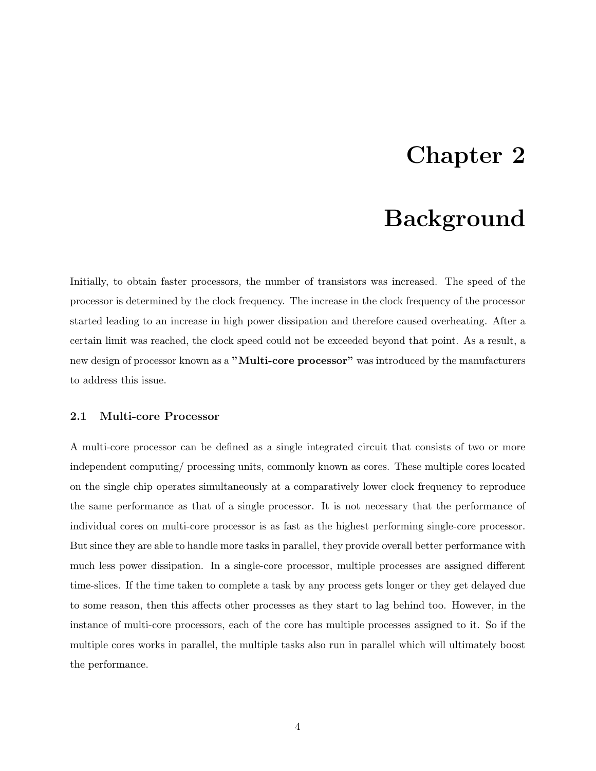# Chapter 2

# Background

Initially, to obtain faster processors, the number of transistors was increased. The speed of the processor is determined by the clock frequency. The increase in the clock frequency of the processor started leading to an increase in high power dissipation and therefore caused overheating. After a certain limit was reached, the clock speed could not be exceeded beyond that point. As a result, a new design of processor known as a **"Multi-core processor"** was introduced by the manufacturers to address this issue.

## 2.1 Multi-core Processor

A multi-core processor can be defined as a single integrated circuit that consists of two or more independent computing/ processing units, commonly known as cores. These multiple cores located on the single chip operates simultaneously at a comparatively lower clock frequency to reproduce the same performance as that of a single processor. It is not necessary that the performance of individual cores on multi-core processor is as fast as the highest performing single-core processor. But since they are able to handle more tasks in parallel, they provide overall better performance with much less power dissipation. In a single-core processor, multiple processes are assigned different time-slices. If the time taken to complete a task by any process gets longer or they get delayed due to some reason, then this affects other processes as they start to lag behind too. However, in the instance of multi-core processors, each of the core has multiple processes assigned to it. So if the multiple cores works in parallel, the multiple tasks also run in parallel which will ultimately boost the performance.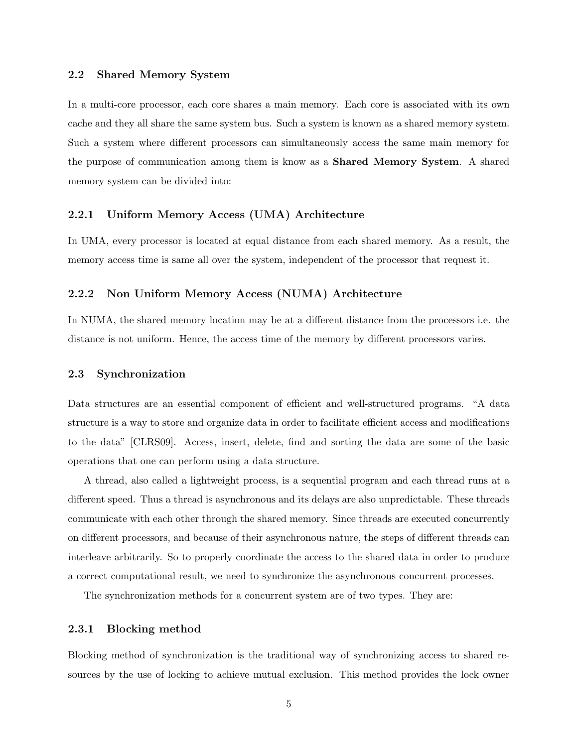### 2.2 Shared Memory System

In a multi-core processor, each core shares a main memory. Each core is associated with its own cache and they all share the same system bus. Such a system is known as a shared memory system. Such a system where different processors can simultaneously access the same main memory for the purpose of communication among them is know as a **Shared Memory System**. A shared memory system can be divided into:

#### 2.2.1 Uniform Memory Access (UMA) Architecture

In UMA, every processor is located at equal distance from each shared memory. As a result, the memory access time is same all over the system, independent of the processor that request it.

#### 2.2.2 Non Uniform Memory Access (NUMA) Architecture

In NUMA, the shared memory location may be at a different distance from the processors i.e. the distance is not uniform. Hence, the access time of the memory by different processors varies.

### 2.3 Synchronization

Data structures are an essential component of efficient and well-structured programs. "A data structure is a way to store and organize data in order to facilitate efficient access and modifications to the data" [CLRS09]. Access, insert, delete, find and sorting the data are some of the basic operations that one can perform using a data structure.

A thread, also called a lightweight process, is a sequential program and each thread runs at a different speed. Thus a thread is asynchronous and its delays are also unpredictable. These threads communicate with each other through the shared memory. Since threads are executed concurrently on different processors, and because of their asynchronous nature, the steps of different threads can interleave arbitrarily. So to properly coordinate the access to the shared data in order to produce a correct computational result, we need to synchronize the asynchronous concurrent processes.

The synchronization methods for a concurrent system are of two types. They are:

#### 2.3.1 Blocking method

Blocking method of synchronization is the traditional way of synchronizing access to shared resources by the use of locking to achieve mutual exclusion. This method provides the lock owner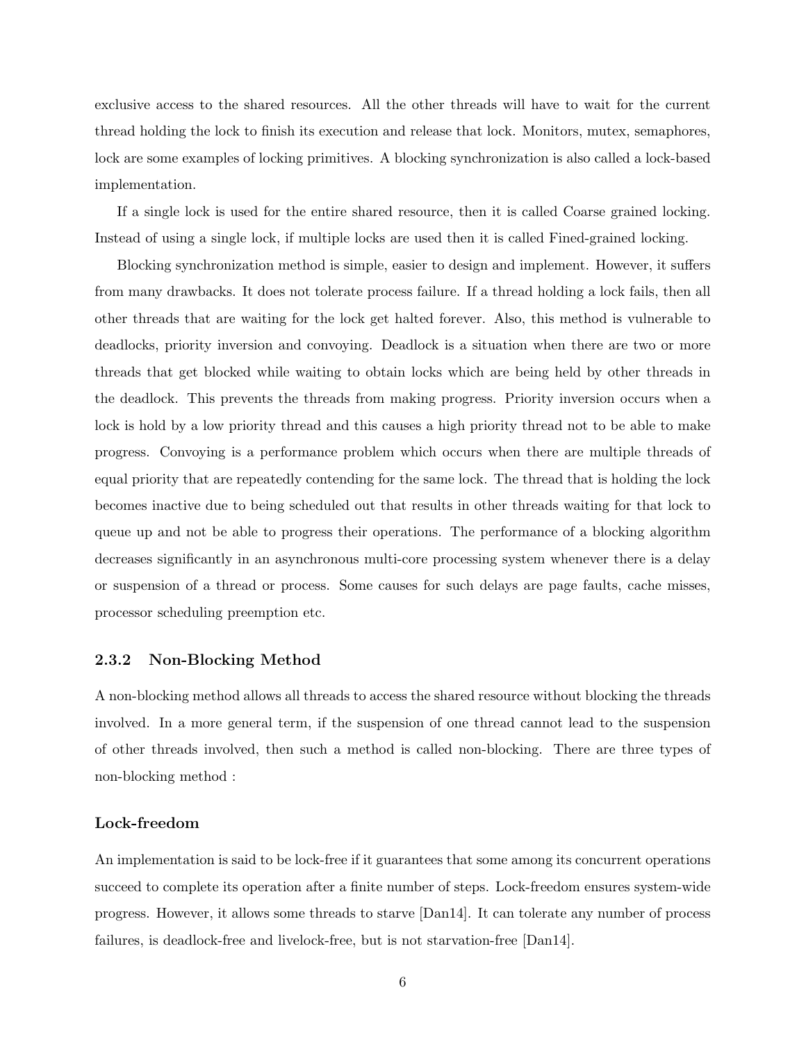exclusive access to the shared resources. All the other threads will have to wait for the current thread holding the lock to finish its execution and release that lock. Monitors, mutex, semaphores, lock are some examples of locking primitives. A blocking synchronization is also called a lock-based implementation.

If a single lock is used for the entire shared resource, then it is called Coarse grained locking. Instead of using a single lock, if multiple locks are used then it is called Fined-grained locking.

Blocking synchronization method is simple, easier to design and implement. However, it suffers from many drawbacks. It does not tolerate process failure. If a thread holding a lock fails, then all other threads that are waiting for the lock get halted forever. Also, this method is vulnerable to deadlocks, priority inversion and convoying. Deadlock is a situation when there are two or more threads that get blocked while waiting to obtain locks which are being held by other threads in the deadlock. This prevents the threads from making progress. Priority inversion occurs when a lock is hold by a low priority thread and this causes a high priority thread not to be able to make progress. Convoying is a performance problem which occurs when there are multiple threads of equal priority that are repeatedly contending for the same lock. The thread that is holding the lock becomes inactive due to being scheduled out that results in other threads waiting for that lock to queue up and not be able to progress their operations. The performance of a blocking algorithm decreases significantly in an asynchronous multi-core processing system whenever there is a delay or suspension of a thread or process. Some causes for such delays are page faults, cache misses, processor scheduling preemption etc.

### 2.3.2 Non-Blocking Method

A non-blocking method allows all threads to access the shared resource without blocking the threads involved. In a more general term, if the suspension of one thread cannot lead to the suspension of other threads involved, then such a method is called non-blocking. There are three types of non-blocking method :

#### Lock-freedom

An implementation is said to be lock-free if it guarantees that some among its concurrent operations succeed to complete its operation after a finite number of steps. Lock-freedom ensures system-wide progress. However, it allows some threads to starve [Dan14]. It can tolerate any number of process failures, is deadlock-free and livelock-free, but is not starvation-free [Dan14].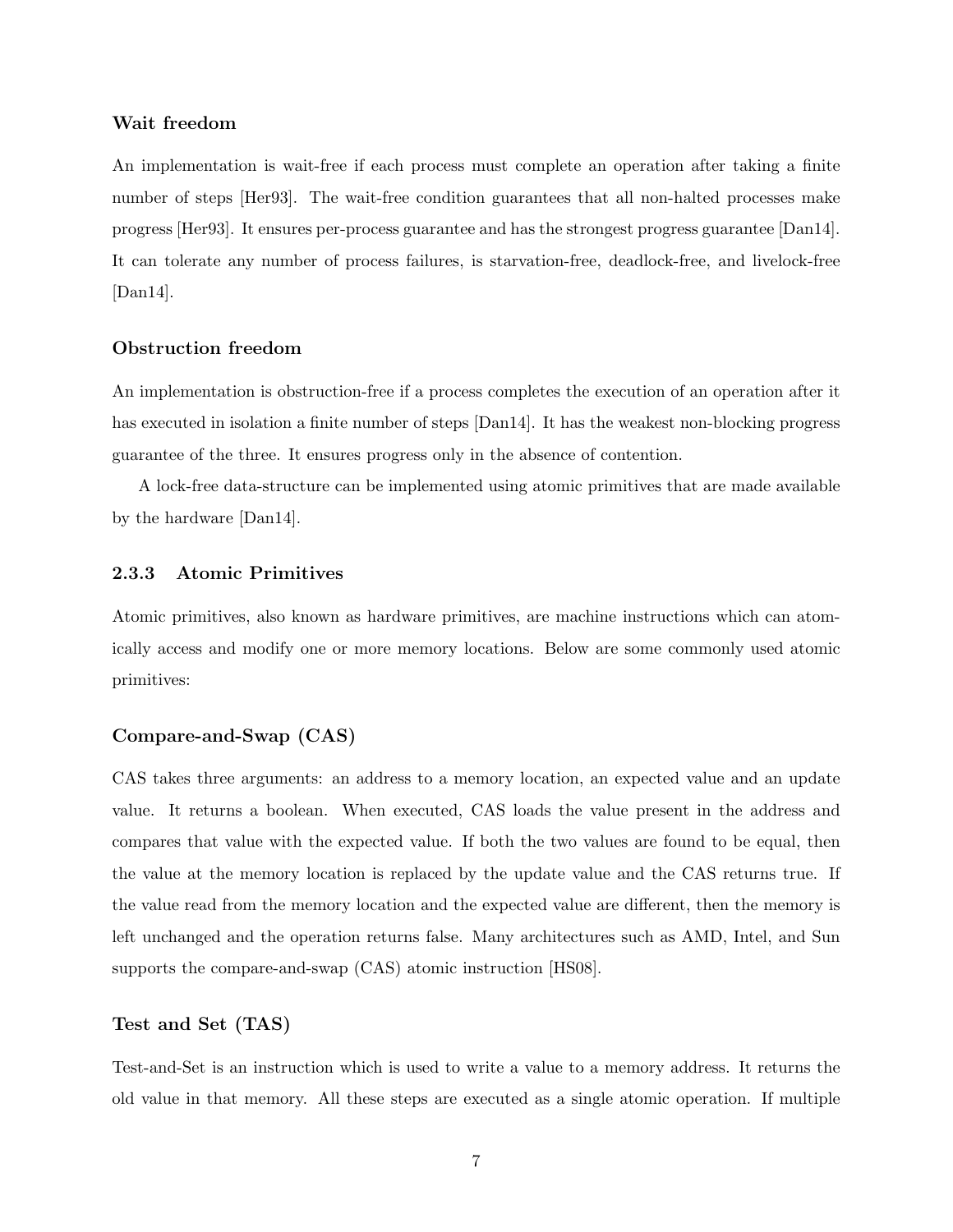#### Wait freedom

An implementation is wait-free if each process must complete an operation after taking a finite number of steps [Her93]. The wait-free condition guarantees that all non-halted processes make progress [Her93]. It ensures per-process guarantee and has the strongest progress guarantee [Dan14]. It can tolerate any number of process failures, is starvation-free, deadlock-free, and livelock-free [Dan14].

#### Obstruction freedom

An implementation is obstruction-free if a process completes the execution of an operation after it has executed in isolation a finite number of steps [Dan14]. It has the weakest non-blocking progress guarantee of the three. It ensures progress only in the absence of contention.

A lock-free data-structure can be implemented using atomic primitives that are made available by the hardware [Dan14].

### 2.3.3 Atomic Primitives

Atomic primitives, also known as hardware primitives, are machine instructions which can atomically access and modify one or more memory locations. Below are some commonly used atomic primitives:

#### Compare-and-Swap (CAS)

CAS takes three arguments: an address to a memory location, an expected value and an update value. It returns a boolean. When executed, CAS loads the value present in the address and compares that value with the expected value. If both the two values are found to be equal, then the value at the memory location is replaced by the update value and the CAS returns true. If the value read from the memory location and the expected value are different, then the memory is left unchanged and the operation returns false. Many architectures such as AMD, Intel, and Sun supports the compare-and-swap (CAS) atomic instruction [HS08].

#### Test and Set (TAS)

Test-and-Set is an instruction which is used to write a value to a memory address. It returns the old value in that memory. All these steps are executed as a single atomic operation. If multiple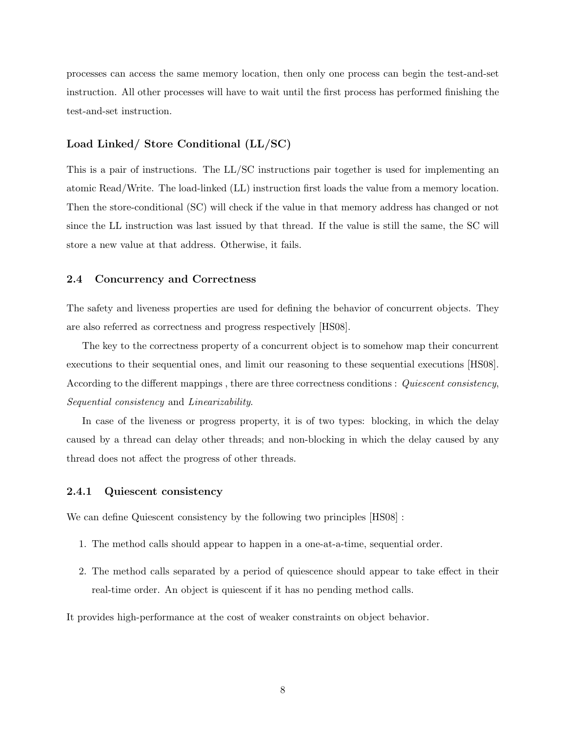processes can access the same memory location, then only one process can begin the test-and-set instruction. All other processes will have to wait until the first process has performed finishing the test-and-set instruction.

#### Load Linked/ Store Conditional (LL/SC)

This is a pair of instructions. The LL/SC instructions pair together is used for implementing an atomic Read/Write. The load-linked (LL) instruction first loads the value from a memory location. Then the store-conditional (SC) will check if the value in that memory address has changed or not since the LL instruction was last issued by that thread. If the value is still the same, the SC will store a new value at that address. Otherwise, it fails.

## 2.4 Concurrency and Correctness

The safety and liveness properties are used for defining the behavior of concurrent objects. They are also referred as correctness and progress respectively [HS08].

The key to the correctness property of a concurrent object is to somehow map their concurrent executions to their sequential ones, and limit our reasoning to these sequential executions [HS08]. According to the different mappings , there are three correctness conditions : *Quiescent consistency*, *Sequential consistency* and *Linearizability*.

In case of the liveness or progress property, it is of two types: blocking, in which the delay caused by a thread can delay other threads; and non-blocking in which the delay caused by any thread does not affect the progress of other threads.

### 2.4.1 Quiescent consistency

We can define Quiescent consistency by the following two principles [HS08] :

1. The method calls should appear to happen in a one-at-a-time, sequential order.
2. The method calls separated by a period of quiescence should appear to take effect in their real-time order. An object is quiescent if it has no pending method calls.

It provides high-performance at the cost of weaker constraints on object behavior.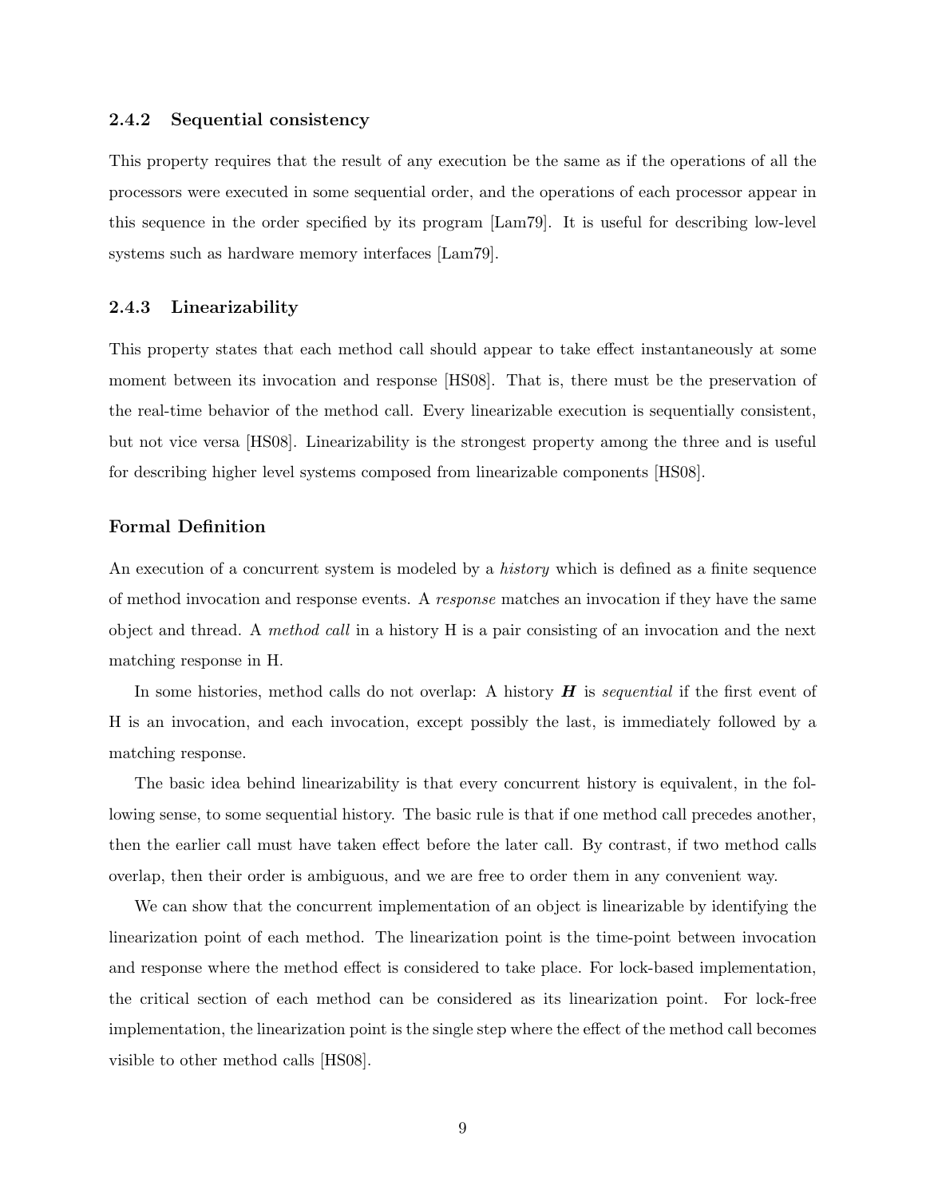### 2.4.2 Sequential consistency

This property requires that the result of any execution be the same as if the operations of all the processors were executed in some sequential order, and the operations of each processor appear in this sequence in the order specified by its program [Lam79]. It is useful for describing low-level systems such as hardware memory interfaces [Lam79].

### 2.4.3 Linearizability

This property states that each method call should appear to take effect instantaneously at some moment between its invocation and response [HS08]. That is, there must be the preservation of the real-time behavior of the method call. Every linearizable execution is sequentially consistent, but not vice versa [HS08]. Linearizability is the strongest property among the three and is useful for describing higher level systems composed from linearizable components [HS08].

#### Formal Definition

An execution of a concurrent system is modeled by a *history* which is defined as a finite sequence of method invocation and response events. A *response* matches an invocation if they have the same object and thread. A *method call* in a history H is a pair consisting of an invocation and the next matching response in H.

In some histories, method calls do not overlap: A history ***H*** is *sequential* if the first event of H is an invocation, and each invocation, except possibly the last, is immediately followed by a matching response.

The basic idea behind linearizability is that every concurrent history is equivalent, in the following sense, to some sequential history. The basic rule is that if one method call precedes another, then the earlier call must have taken effect before the later call. By contrast, if two method calls overlap, then their order is ambiguous, and we are free to order them in any convenient way.

We can show that the concurrent implementation of an object is linearizable by identifying the linearization point of each method. The linearization point is the time-point between invocation and response where the method effect is considered to take place. For lock-based implementation, the critical section of each method can be considered as its linearization point. For lock-free implementation, the linearization point is the single step where the effect of the method call becomes visible to other method calls [HS08].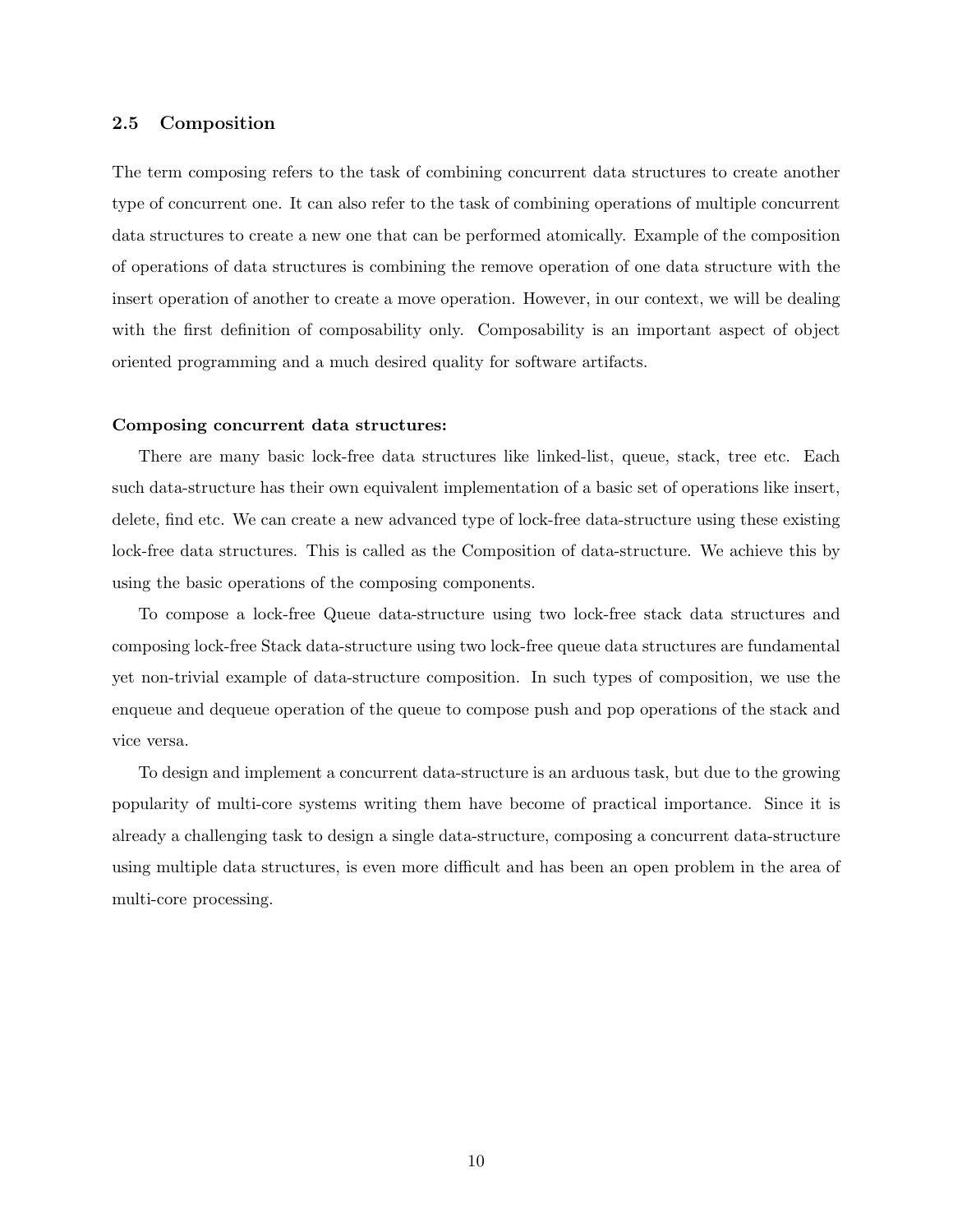### 2.5 Composition

The term composing refers to the task of combining concurrent data structures to create another type of concurrent one. It can also refer to the task of combining operations of multiple concurrent data structures to create a new one that can be performed atomically. Example of the composition of operations of data structures is combining the remove operation of one data structure with the insert operation of another to create a move operation. However, in our context, we will be dealing with the first definition of composability only. Composability is an important aspect of object oriented programming and a much desired quality for software artifacts.

**Composing concurrent data structures:**

There are many basic lock-free data structures like linked-list, queue, stack, tree etc. Each such data-structure has their own equivalent implementation of a basic set of operations like insert, delete, find etc. We can create a new advanced type of lock-free data-structure using these existing lock-free data structures. This is called as the Composition of data-structure. We achieve this by using the basic operations of the composing components.

To compose a lock-free Queue data-structure using two lock-free stack data structures and composing lock-free Stack data-structure using two lock-free queue data structures are fundamental yet non-trivial example of data-structure composition. In such types of composition, we use the enqueue and dequeue operation of the queue to compose push and pop operations of the stack and vice versa.

To design and implement a concurrent data-structure is an arduous task, but due to the growing popularity of multi-core systems writing them have become of practical importance. Since it is already a challenging task to design a single data-structure, composing a concurrent data-structure using multiple data structures, is even more difficult and has been an open problem in the area of multi-core processing.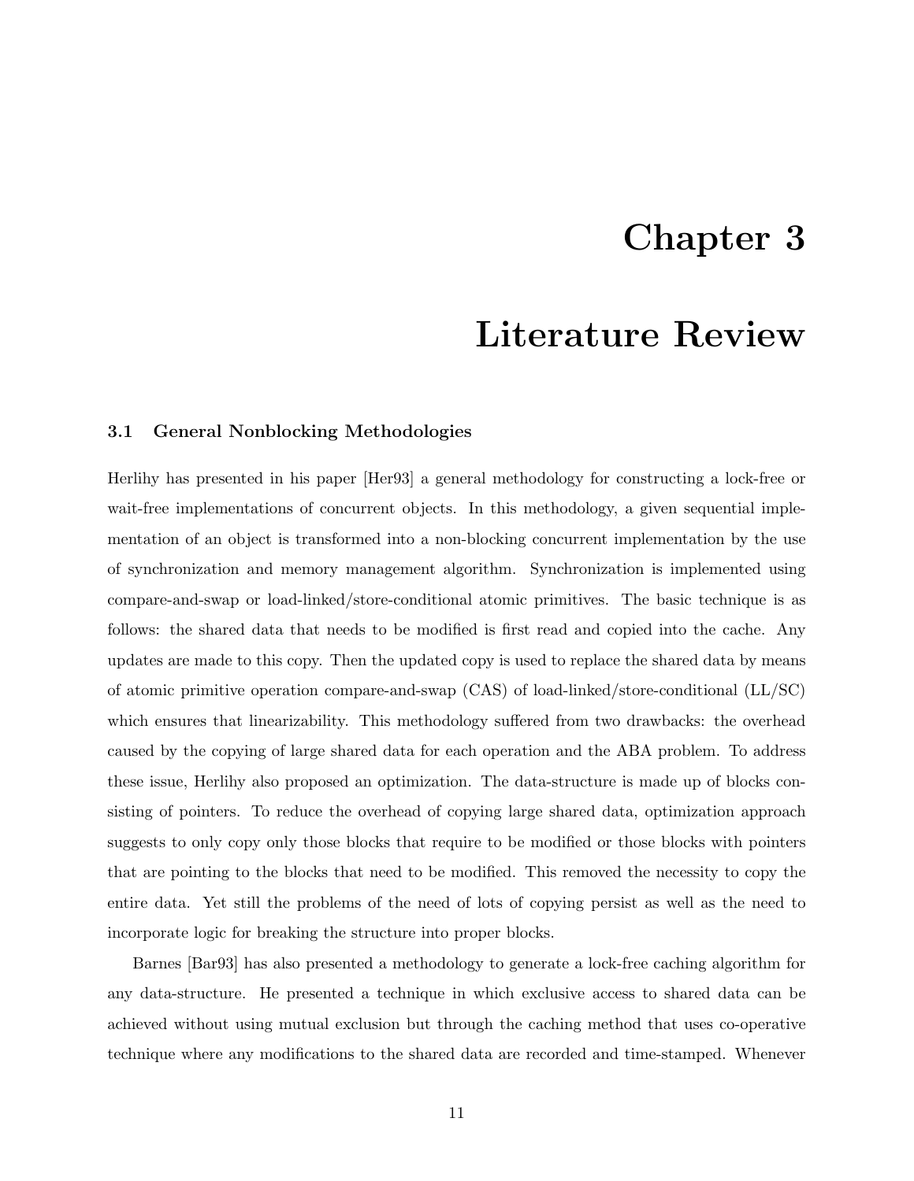# Chapter 3

# Literature Review

### 3.1 General Nonblocking Methodologies

Herlihy has presented in his paper [Her93] a general methodology for constructing a lock-free or wait-free implementations of concurrent objects. In this methodology, a given sequential implementation of an object is transformed into a non-blocking concurrent implementation by the use of synchronization and memory management algorithm. Synchronization is implemented using compare-and-swap or load-linked/store-conditional atomic primitives. The basic technique is as follows: the shared data that needs to be modified is first read and copied into the cache. Any updates are made to this copy. Then the updated copy is used to replace the shared data by means of atomic primitive operation compare-and-swap (CAS) of load-linked/store-conditional (LL/SC) which ensures that linearizability. This methodology suffered from two drawbacks: the overhead caused by the copying of large shared data for each operation and the ABA problem. To address these issue, Herlihy also proposed an optimization. The data-structure is made up of blocks consisting of pointers. To reduce the overhead of copying large shared data, optimization approach suggests to only copy only those blocks that require to be modified or those blocks with pointers that are pointing to the blocks that need to be modified. This removed the necessity to copy the entire data. Yet still the problems of the need of lots of copying persist as well as the need to incorporate logic for breaking the structure into proper blocks.

Barnes [Bar93] has also presented a methodology to generate a lock-free caching algorithm for any data-structure. He presented a technique in which exclusive access to shared data can be achieved without using mutual exclusion but through the caching method that uses co-operative technique where any modifications to the shared data are recorded and time-stamped. Whenever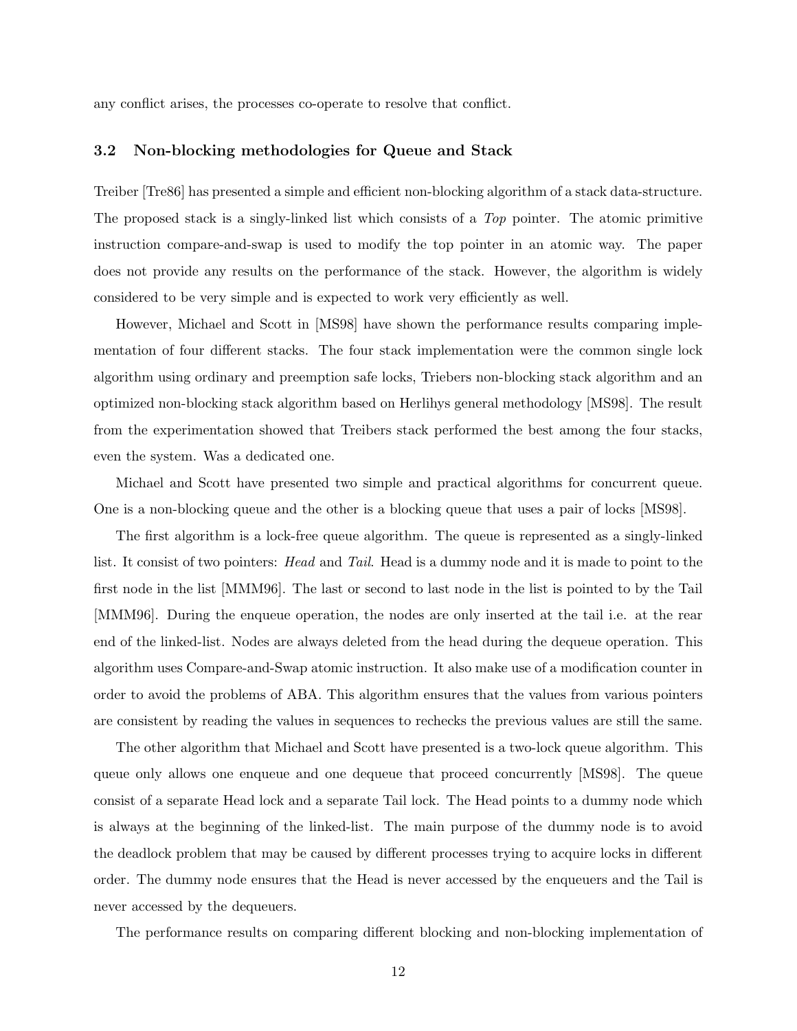any conflict arises, the processes co-operate to resolve that conflict.

### 3.2 Non-blocking methodologies for Queue and Stack

Treiber [Tre86] has presented a simple and efficient non-blocking algorithm of a stack data-structure. The proposed stack is a singly-linked list which consists of a *Top* pointer. The atomic primitive instruction compare-and-swap is used to modify the top pointer in an atomic way. The paper does not provide any results on the performance of the stack. However, the algorithm is widely considered to be very simple and is expected to work very efficiently as well.

However, Michael and Scott in [MS98] have shown the performance results comparing implementation of four different stacks. The four stack implementation were the common single lock algorithm using ordinary and preemption safe locks, Triebers non-blocking stack algorithm and an optimized non-blocking stack algorithm based on Herlihys general methodology [MS98]. The result from the experimentation showed that Treibers stack performed the best among the four stacks, even the system. Was a dedicated one.

Michael and Scott have presented two simple and practical algorithms for concurrent queue. One is a non-blocking queue and the other is a blocking queue that uses a pair of locks [MS98].

The first algorithm is a lock-free queue algorithm. The queue is represented as a singly-linked list. It consist of two pointers: *Head* and *Tail*. Head is a dummy node and it is made to point to the first node in the list [MMM96]. The last or second to last node in the list is pointed to by the Tail [MMM96]. During the enqueue operation, the nodes are only inserted at the tail i.e. at the rear end of the linked-list. Nodes are always deleted from the head during the dequeue operation. This algorithm uses Compare-and-Swap atomic instruction. It also make use of a modification counter in order to avoid the problems of ABA. This algorithm ensures that the values from various pointers are consistent by reading the values in sequences to rechecks the previous values are still the same.

The other algorithm that Michael and Scott have presented is a two-lock queue algorithm. This queue only allows one enqueue and one dequeue that proceed concurrently [MS98]. The queue consist of a separate Head lock and a separate Tail lock. The Head points to a dummy node which is always at the beginning of the linked-list. The main purpose of the dummy node is to avoid the deadlock problem that may be caused by different processes trying to acquire locks in different order. The dummy node ensures that the Head is never accessed by the enqueuers and the Tail is never accessed by the dequeuers.

The performance results on comparing different blocking and non-blocking implementation of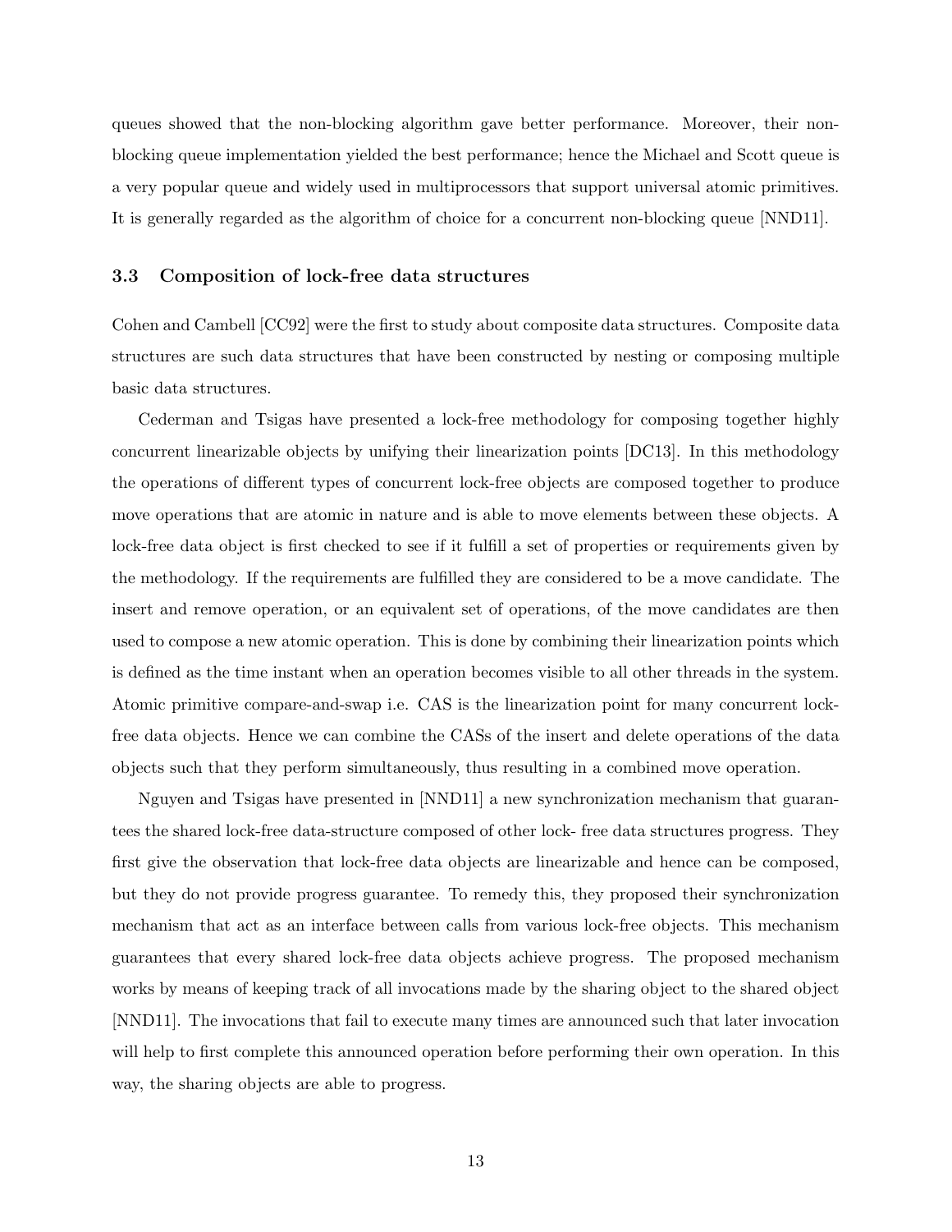queues showed that the non-blocking algorithm gave better performance. Moreover, their non-blocking queue implementation yielded the best performance; hence the Michael and Scott queue is a very popular queue and widely used in multiprocessors that support universal atomic primitives. It is generally regarded as the algorithm of choice for a concurrent non-blocking queue [NND11].

### 3.3 Composition of lock-free data structures

Cohen and Cambell [CC92] were the first to study about composite data structures. Composite data structures are such data structures that have been constructed by nesting or composing multiple basic data structures.

Cederman and Tsigas have presented a lock-free methodology for composing together highly concurrent linearizable objects by unifying their linearization points [DC13]. In this methodology the operations of different types of concurrent lock-free objects are composed together to produce move operations that are atomic in nature and is able to move elements between these objects. A lock-free data object is first checked to see if it fulfill a set of properties or requirements given by the methodology. If the requirements are fulfilled they are considered to be a move candidate. The insert and remove operation, or an equivalent set of operations, of the move candidates are then used to compose a new atomic operation. This is done by combining their linearization points which is defined as the time instant when an operation becomes visible to all other threads in the system. Atomic primitive compare-and-swap i.e. CAS is the linearization point for many concurrent lock-free data objects. Hence we can combine the CASs of the insert and delete operations of the data objects such that they perform simultaneously, thus resulting in a combined move operation.

Nguyen and Tsigas have presented in [NND11] a new synchronization mechanism that guarantees the shared lock-free data-structure composed of other lock- free data structures progress. They first give the observation that lock-free data objects are linearizable and hence can be composed, but they do not provide progress guarantee. To remedy this, they proposed their synchronization mechanism that act as an interface between calls from various lock-free objects. This mechanism guarantees that every shared lock-free data objects achieve progress. The proposed mechanism works by means of keeping track of all invocations made by the sharing object to the shared object [NND11]. The invocations that fail to execute many times are announced such that later invocation will help to first complete this announced operation before performing their own operation. In this way, the sharing objects are able to progress.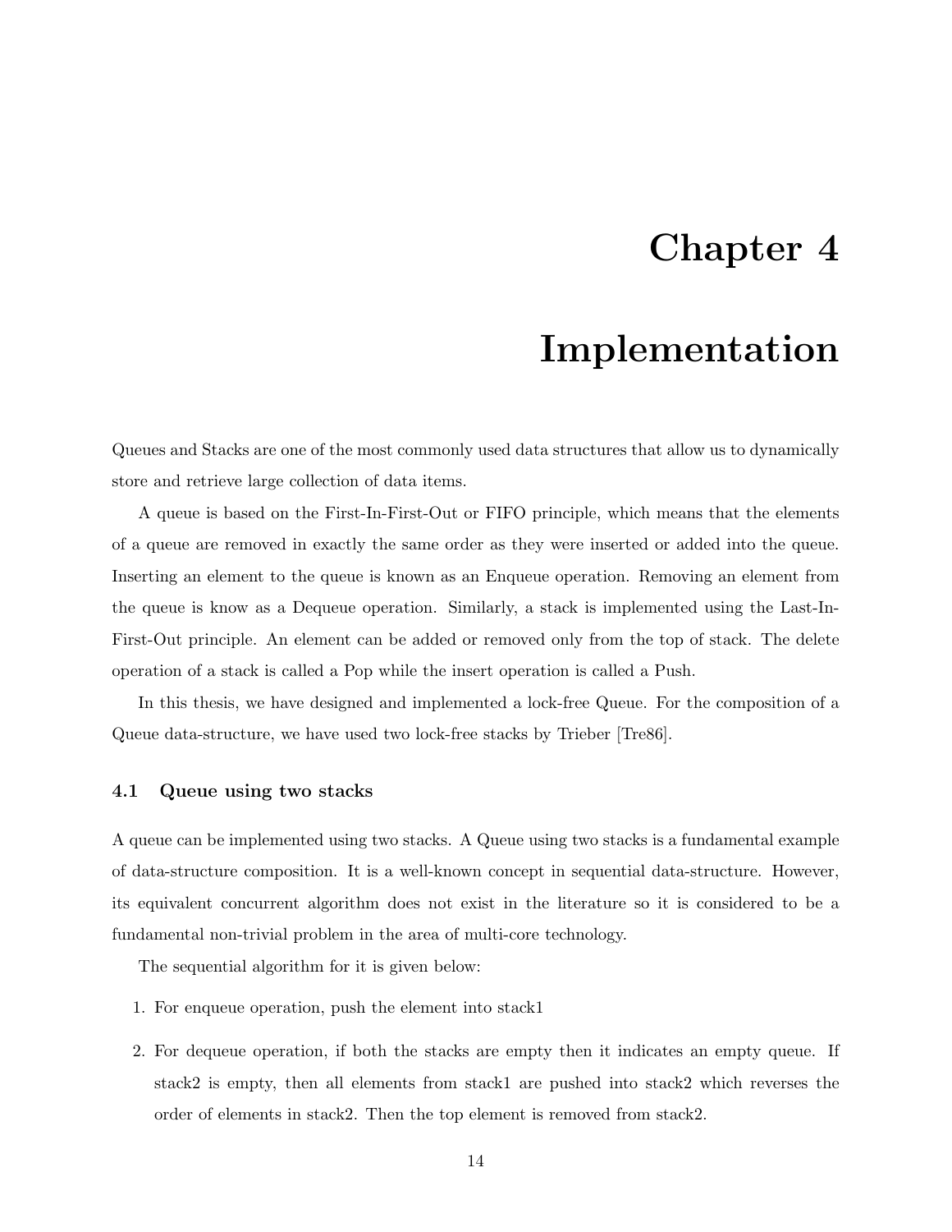# Chapter 4

# Implementation

Queues and Stacks are one of the most commonly used data structures that allow us to dynamically store and retrieve large collection of data items.

A queue is based on the First-In-First-Out or FIFO principle, which means that the elements of a queue are removed in exactly the same order as they were inserted or added into the queue. Inserting an element to the queue is known as an Enqueue operation. Removing an element from the queue is know as a Dequeue operation. Similarly, a stack is implemented using the Last-In-First-Out principle. An element can be added or removed only from the top of stack. The delete operation of a stack is called a Pop while the insert operation is called a Push.

In this thesis, we have designed and implemented a lock-free Queue. For the composition of a Queue data-structure, we have used two lock-free stacks by Trieber [Tre86].

### 4.1 Queue using two stacks

A queue can be implemented using two stacks. A Queue using two stacks is a fundamental example of data-structure composition. It is a well-known concept in sequential data-structure. However, its equivalent concurrent algorithm does not exist in the literature so it is considered to be a fundamental non-trivial problem in the area of multi-core technology.

The sequential algorithm for it is given below:

1. For enqueue operation, push the element into stack1
2. For dequeue operation, if both the stacks are empty then it indicates an empty queue. If stack2 is empty, then all elements from stack1 are pushed into stack2 which reverses the order of elements in stack2. Then the top element is removed from stack2.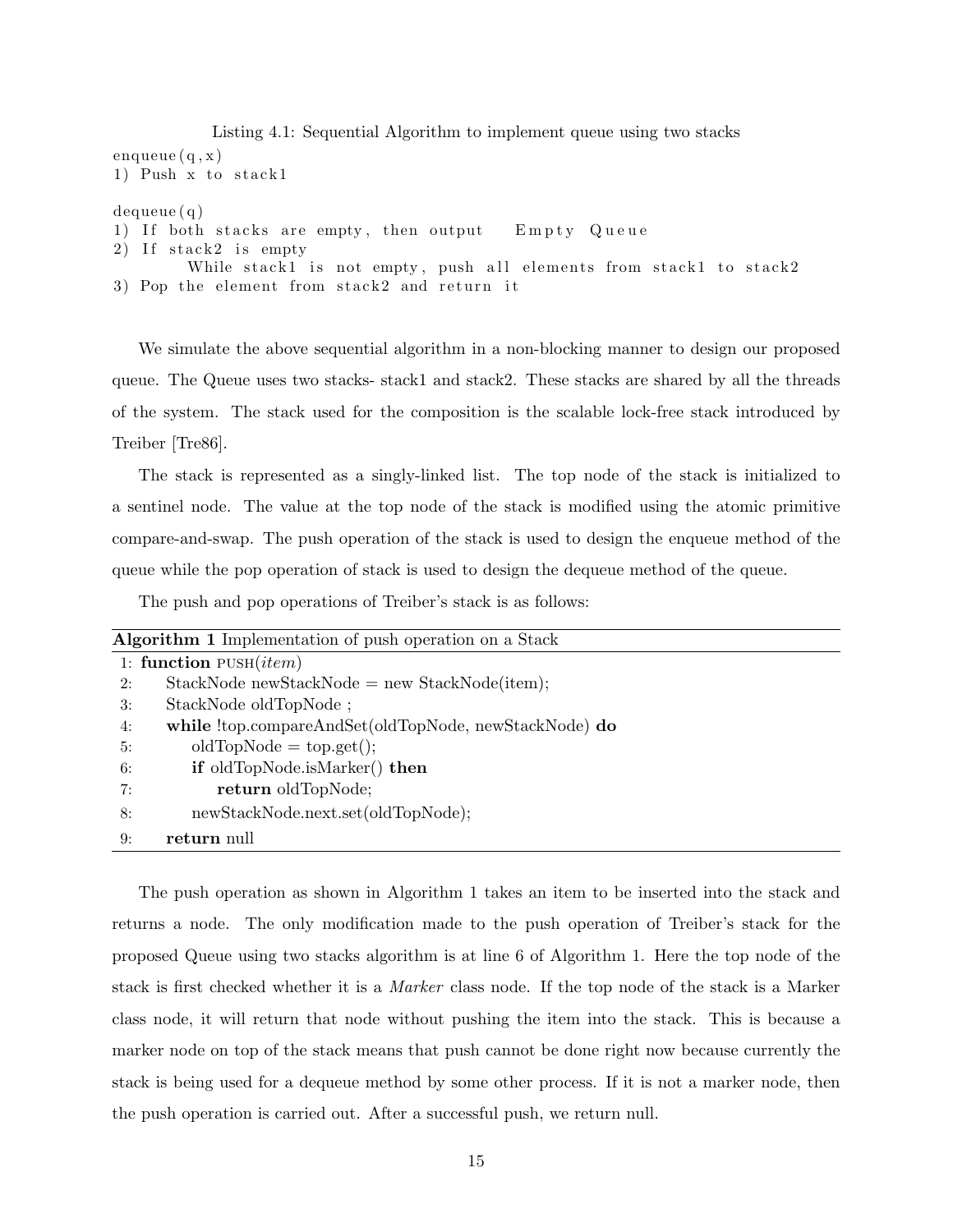Listing 4.1: Sequential Algorithm to implement queue using two stacks

```
enqueue(q,x)
1) Push x to stack1

dequeue(q)
1) If both stacks are empty, then output    Empty Queue
2) If stack2 is empty
       While stack1 is not empty, push all elements from stack1 to stack2
3) Pop the element from stack2 and return it
```

We simulate the above sequential algorithm in a non-blocking manner to design our proposed queue. The Queue uses two stacks- stack1 and stack2. These stacks are shared by all the threads of the system. The stack used for the composition is the scalable lock-free stack introduced by Treiber [Tre86].

The stack is represented as a singly-linked list. The top node of the stack is initialized to a sentinel node. The value at the top node of the stack is modified using the atomic primitive compare-and-swap. The push operation of the stack is used to design the enqueue method of the queue while the pop operation of stack is used to design the dequeue method of the queue.

The push and pop operations of Treiber's stack is as follows:

**Algorithm 1** Implementation of push operation on a Stack

```
1: function PUSH(item)
2:     StackNode newStackNode = new StackNode(item);
3:     StackNode oldTopNode ;
4:     while !top.compareAndSet(oldTopNode, newStackNode) do
5:         oldTopNode = top.get();
6:         if oldTopNode.isMarker() then
7:             return oldTopNode;
8:         newStackNode.next.set(oldTopNode);
9:     return null
```

The push operation as shown in Algorithm 1 takes an item to be inserted into the stack and returns a node. The only modification made to the push operation of Treiber's stack for the proposed Queue using two stacks algorithm is at line 6 of Algorithm 1. Here the top node of the stack is first checked whether it is a *Marker* class node. If the top node of the stack is a Marker class node, it will return that node without pushing the item into the stack. This is because a marker node on top of the stack means that push cannot be done right now because currently the stack is being used for a dequeue method by some other process. If it is not a marker node, then the push operation is carried out. After a successful push, we return null.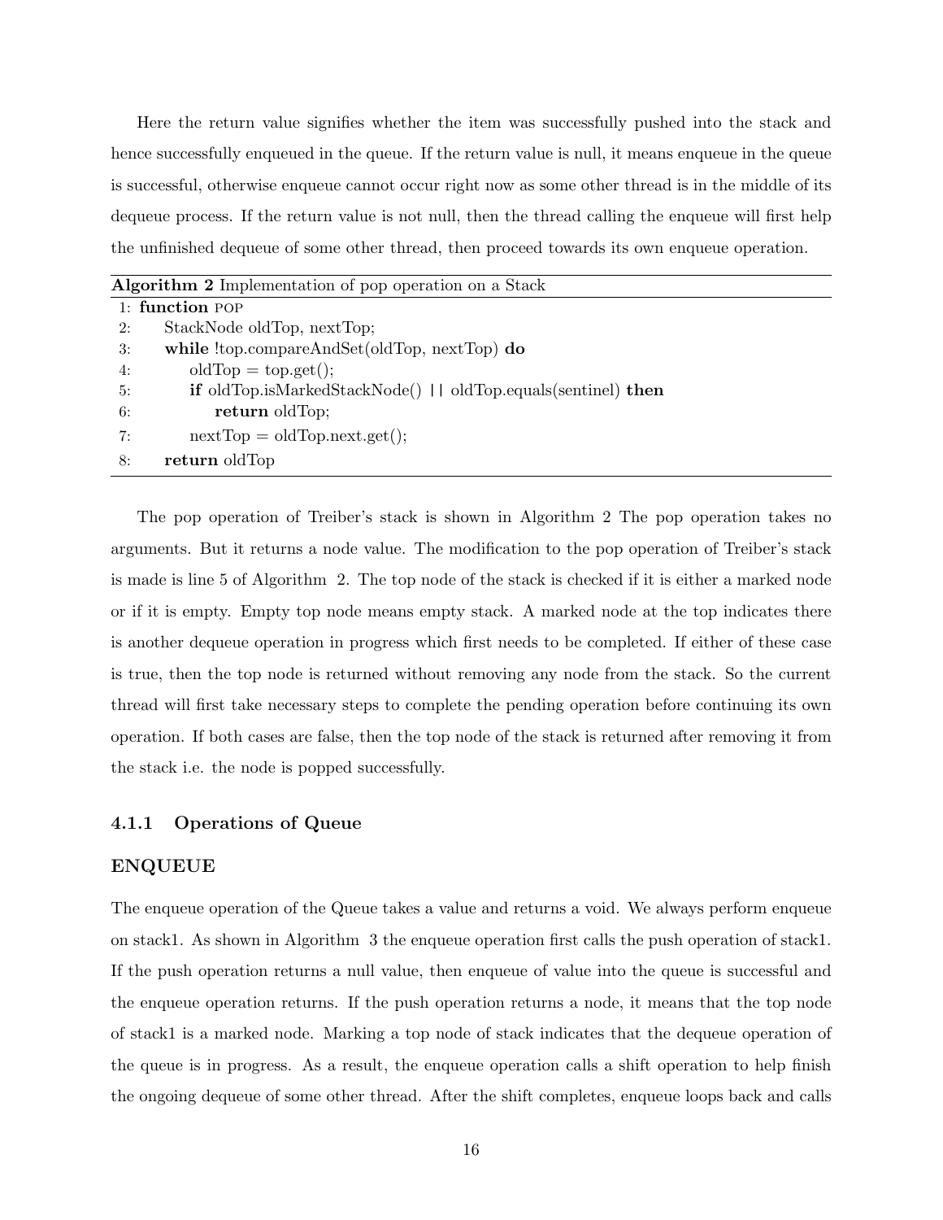Here the return value signifies whether the item was successfully pushed into the stack and hence successfully enqueued in the queue. If the return value is null, it means enqueue in the queue is successful, otherwise enqueue cannot occur right now as some other thread is in the middle of its dequeue process. If the return value is not null, then the thread calling the enqueue will first help the unfinished dequeue of some other thread, then proceed towards its own enqueue operation.

**Algorithm 2** Implementation of pop operation on a Stack

```
1: function POP
2:     StackNode oldTop, nextTop;
3:     while !top.compareAndSet(oldTop, nextTop) do
4:         oldTop = top.get();
5:         if oldTop.isMarkedStackNode() || oldTop.equals(sentinel) then
6:             return oldTop;
7:         nextTop = oldTop.next.get();
8:     return oldTop
```

The pop operation of Treiber's stack is shown in Algorithm 2 The pop operation takes no arguments. But it returns a node value. The modification to the pop operation of Treiber's stack is made is line 5 of Algorithm 2. The top node of the stack is checked if it is either a marked node or if it is empty. Empty top node means empty stack. A marked node at the top indicates there is another dequeue operation in progress which first needs to be completed. If either of these case is true, then the top node is returned without removing any node from the stack. So the current thread will first take necessary steps to complete the pending operation before continuing its own operation. If both cases are false, then the top node of the stack is returned after removing it from the stack i.e. the node is popped successfully.

### 4.1.1 Operations of Queue

**ENQUEUE**

The enqueue operation of the Queue takes a value and returns a void. We always perform enqueue on stack1. As shown in Algorithm 3 the enqueue operation first calls the push operation of stack1. If the push operation returns a null value, then enqueue of value into the queue is successful and the enqueue operation returns. If the push operation returns a node, it means that the top node of stack1 is a marked node. Marking a top node of stack indicates that the dequeue operation of the queue is in progress. As a result, the enqueue operation calls a shift operation to help finish the ongoing dequeue of some other thread. After the shift completes, enqueue loops back and calls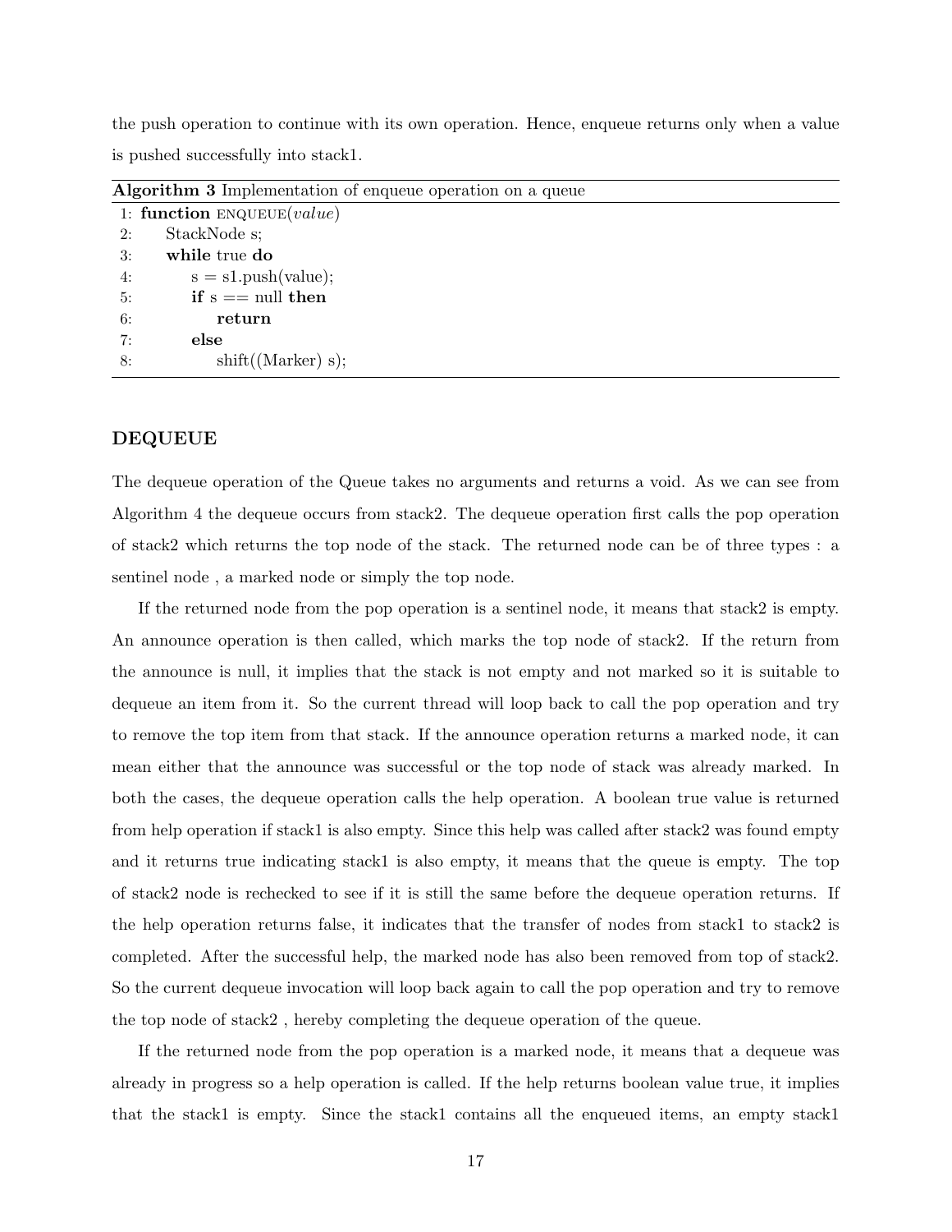the push operation to continue with its own operation. Hence, enqueue returns only when a value is pushed successfully into stack1.

**Algorithm 3** Implementation of enqueue operation on a queue

```
1: function ENQUEUE(value)
2:     StackNode s;
3:     while true do
4:         s = s1.push(value);
5:         if s == null then
6:             return
7:         else
8:             shift((Marker) s);
```

### DEQUEUE

The dequeue operation of the Queue takes no arguments and returns a void. As we can see from Algorithm 4 the dequeue occurs from stack2. The dequeue operation first calls the pop operation of stack2 which returns the top node of the stack. The returned node can be of three types : a sentinel node , a marked node or simply the top node.

If the returned node from the pop operation is a sentinel node, it means that stack2 is empty. An announce operation is then called, which marks the top node of stack2. If the return from the announce is null, it implies that the stack is not empty and not marked so it is suitable to dequeue an item from it. So the current thread will loop back to call the pop operation and try to remove the top item from that stack. If the announce operation returns a marked node, it can mean either that the announce was successful or the top node of stack was already marked. In both the cases, the dequeue operation calls the help operation. A boolean true value is returned from help operation if stack1 is also empty. Since this help was called after stack2 was found empty and it returns true indicating stack1 is also empty, it means that the queue is empty. The top of stack2 node is rechecked to see if it is still the same before the dequeue operation returns. If the help operation returns false, it indicates that the transfer of nodes from stack1 to stack2 is completed. After the successful help, the marked node has also been removed from top of stack2. So the current dequeue invocation will loop back again to call the pop operation and try to remove the top node of stack2 , hereby completing the dequeue operation of the queue.

If the returned node from the pop operation is a marked node, it means that a dequeue was already in progress so a help operation is called. If the help returns boolean value true, it implies that the stack1 is empty. Since the stack1 contains all the enqueued items, an empty stack1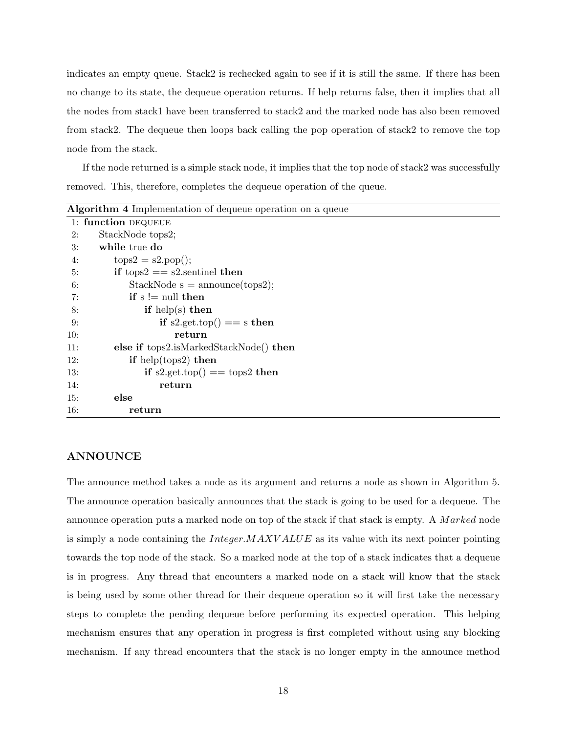indicates an empty queue. Stack2 is rechecked again to see if it is still the same. If there has been no change to its state, the dequeue operation returns. If help returns false, then it implies that all the nodes from stack1 have been transferred to stack2 and the marked node has also been removed from stack2. The dequeue then loops back calling the pop operation of stack2 to remove the top node from the stack.

If the node returned is a simple stack node, it implies that the top node of stack2 was successfully removed. This, therefore, completes the dequeue operation of the queue.

**Algorithm 4** Implementation of dequeue operation on a queue

```
 1: function DEQUEUE
 2:     StackNode tops2;
 3:     while true do
 4:         tops2 = s2.pop();
 5:         if tops2 == s2.sentinel then
 6:             StackNode s = announce(tops2);
 7:             if s != null then
 8:                 if help(s) then
 9:                     if s2.get.top() == s then
10:                         return
11:         else if tops2.isMarkedStackNode() then
12:             if help(tops2) then
13:                 if s2.get.top() == tops2 then
14:                     return
15:         else
16:             return
```

### ANNOUNCE

The announce method takes a node as its argument and returns a node as shown in Algorithm 5. The announce operation basically announces that the stack is going to be used for a dequeue. The announce operation puts a marked node on top of the stack if that stack is empty. A *Marked* node is simply a node containing the *Integer.MAXVALUE* as its value with its next pointer pointing towards the top node of the stack. So a marked node at the top of a stack indicates that a dequeue is in progress. Any thread that encounters a marked node on a stack will know that the stack is being used by some other thread for their dequeue operation so it will first take the necessary steps to complete the pending dequeue before performing its expected operation. This helping mechanism ensures that any operation in progress is first completed without using any blocking mechanism. If any thread encounters that the stack is no longer empty in the announce method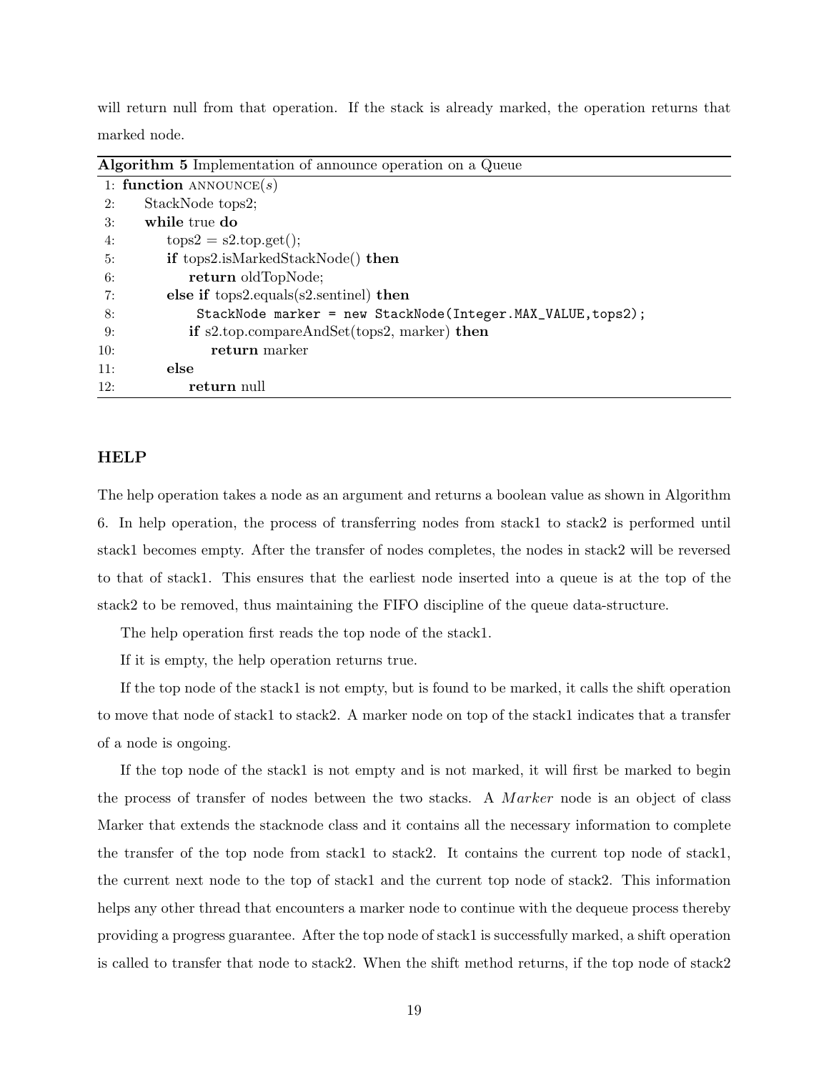will return null from that operation. If the stack is already marked, the operation returns that marked node.

**Algorithm 5** Implementation of announce operation on a Queue

```
 1: function ANNOUNCE(s)
 2:     StackNode tops2;
 3:     while true do
 4:         tops2 = s2.top.get();
 5:         if tops2.isMarkedStackNode() then
 6:             return oldTopNode;
 7:         else if tops2.equals(s2.sentinel) then
 8:             StackNode marker = new StackNode(Integer.MAX_VALUE,tops2);
 9:             if s2.top.compareAndSet(tops2, marker) then
10:                 return marker
11:         else
12:             return null
```

### HELP

The help operation takes a node as an argument and returns a boolean value as shown in Algorithm 6. In help operation, the process of transferring nodes from stack1 to stack2 is performed until stack1 becomes empty. After the transfer of nodes completes, the nodes in stack2 will be reversed to that of stack1. This ensures that the earliest node inserted into a queue is at the top of the stack2 to be removed, thus maintaining the FIFO discipline of the queue data-structure.

The help operation first reads the top node of the stack1.

If it is empty, the help operation returns true.

If the top node of the stack1 is not empty, but is found to be marked, it calls the shift operation to move that node of stack1 to stack2. A marker node on top of the stack1 indicates that a transfer of a node is ongoing.

If the top node of the stack1 is not empty and is not marked, it will first be marked to begin the process of transfer of nodes between the two stacks. A *Marker* node is an object of class Marker that extends the stacknode class and it contains all the necessary information to complete the transfer of the top node from stack1 to stack2. It contains the current top node of stack1, the current next node to the top of stack1 and the current top node of stack2. This information helps any other thread that encounters a marker node to continue with the dequeue process thereby providing a progress guarantee. After the top node of stack1 is successfully marked, a shift operation is called to transfer that node to stack2. When the shift method returns, if the top node of stack2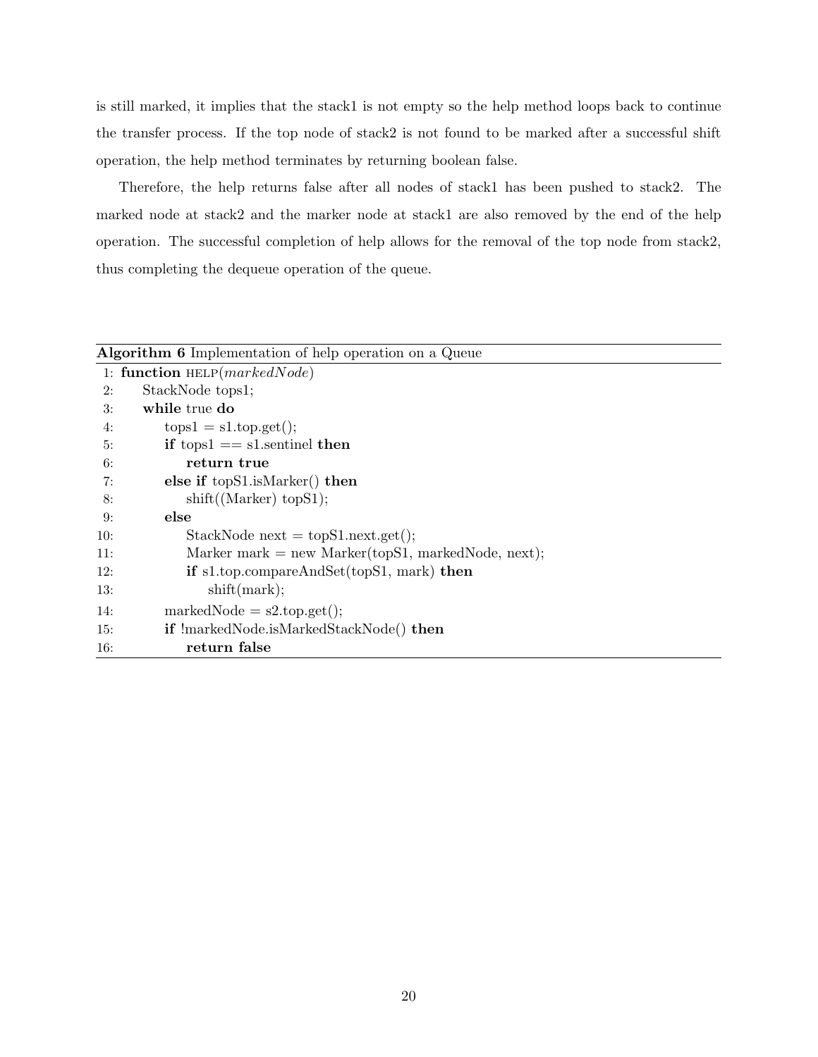is still marked, it implies that the stack1 is not empty so the help method loops back to continue the transfer process. If the top node of stack2 is not found to be marked after a successful shift operation, the help method terminates by returning boolean false.

Therefore, the help returns false after all nodes of stack1 has been pushed to stack2. The marked node at stack2 and the marker node at stack1 are also removed by the end of the help operation. The successful completion of help allows for the removal of the top node from stack2, thus completing the dequeue operation of the queue.

**Algorithm 6** Implementation of help operation on a Queue

```
1: function HELP(markedNode)
2:     StackNode tops1;
3:     while true do
4:         tops1 = s1.top.get();
5:         if tops1 == s1.sentinel then
6:             return true
7:         else if topS1.isMarker() then
8:             shift((Marker) topS1);
9:         else
10:            StackNode next = topS1.next.get();
11:            Marker mark = new Marker(topS1, markedNode, next);
12:            if s1.top.compareAndSet(topS1, mark) then
13:                shift(mark);
14:        markedNode = s2.top.get();
15:        if !markedNode.isMarkedStackNode() then
16:            return false
```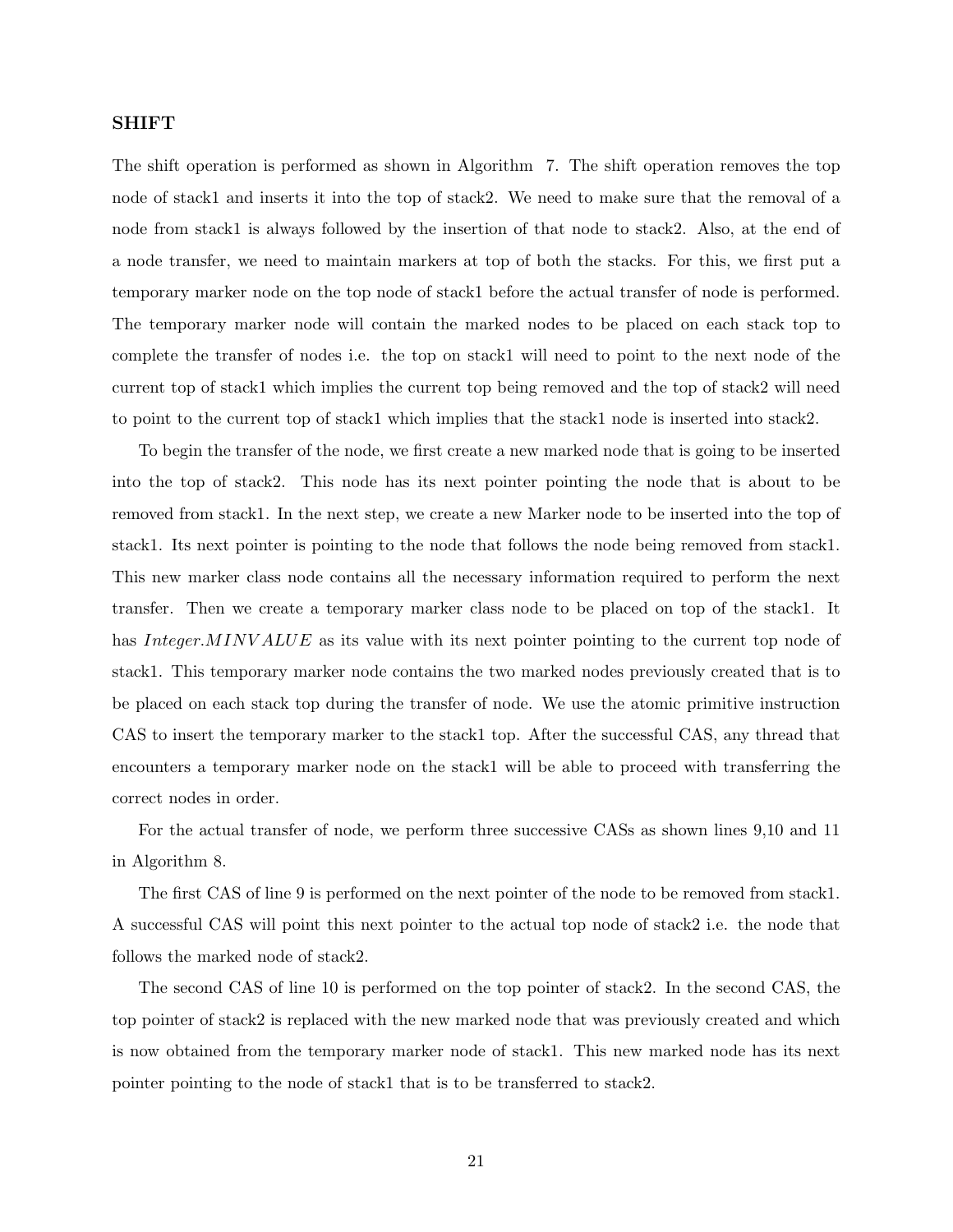### SHIFT

The shift operation is performed as shown in Algorithm 7. The shift operation removes the top node of stack1 and inserts it into the top of stack2. We need to make sure that the removal of a node from stack1 is always followed by the insertion of that node to stack2. Also, at the end of a node transfer, we need to maintain markers at top of both the stacks. For this, we first put a temporary marker node on the top node of stack1 before the actual transfer of node is performed. The temporary marker node will contain the marked nodes to be placed on each stack top to complete the transfer of nodes i.e. the top on stack1 will need to point to the next node of the current top of stack1 which implies the current top being removed and the top of stack2 will need to point to the current top of stack1 which implies that the stack1 node is inserted into stack2.

To begin the transfer of the node, we first create a new marked node that is going to be inserted into the top of stack2. This node has its next pointer pointing the node that is about to be removed from stack1. In the next step, we create a new Marker node to be inserted into the top of stack1. Its next pointer is pointing to the node that follows the node being removed from stack1. This new marker class node contains all the necessary information required to perform the next transfer. Then we create a temporary marker class node to be placed on top of the stack1. It has *Integer.MINVALUE* as its value with its next pointer pointing to the current top node of stack1. This temporary marker node contains the two marked nodes previously created that is to be placed on each stack top during the transfer of node. We use the atomic primitive instruction CAS to insert the temporary marker to the stack1 top. After the successful CAS, any thread that encounters a temporary marker node on the stack1 will be able to proceed with transferring the correct nodes in order.

For the actual transfer of node, we perform three successive CASs as shown lines 9,10 and 11 in Algorithm 8.

The first CAS of line 9 is performed on the next pointer of the node to be removed from stack1. A successful CAS will point this next pointer to the actual top node of stack2 i.e. the node that follows the marked node of stack2.

The second CAS of line 10 is performed on the top pointer of stack2. In the second CAS, the top pointer of stack2 is replaced with the new marked node that was previously created and which is now obtained from the temporary marker node of stack1. This new marked node has its next pointer pointing to the node of stack1 that is to be transferred to stack2.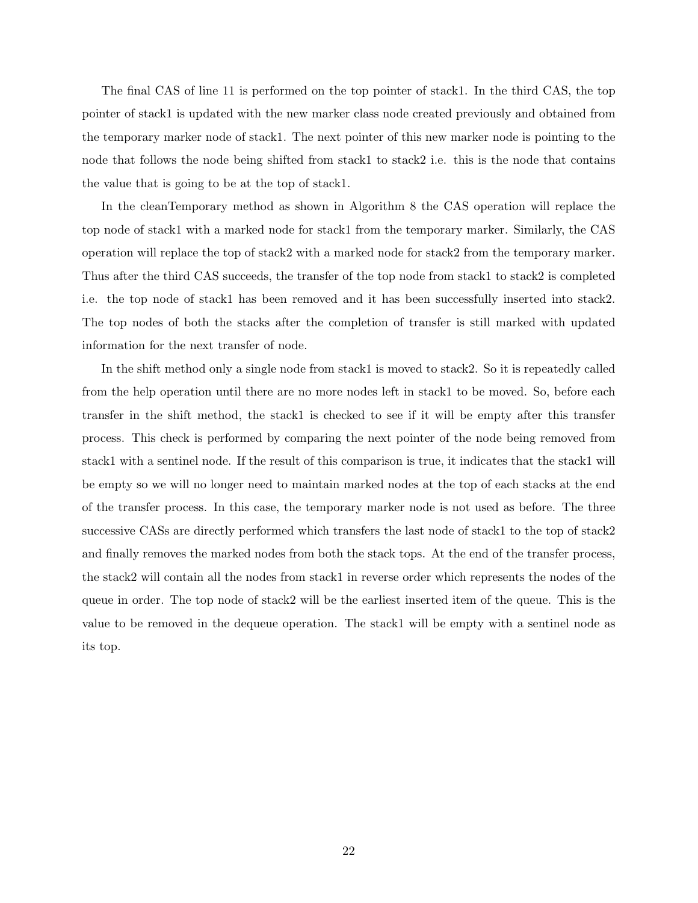The final CAS of line 11 is performed on the top pointer of stack1. In the third CAS, the top pointer of stack1 is updated with the new marker class node created previously and obtained from the temporary marker node of stack1. The next pointer of this new marker node is pointing to the node that follows the node being shifted from stack1 to stack2 i.e. this is the node that contains the value that is going to be at the top of stack1.

In the cleanTemporary method as shown in Algorithm 8 the CAS operation will replace the top node of stack1 with a marked node for stack1 from the temporary marker. Similarly, the CAS operation will replace the top of stack2 with a marked node for stack2 from the temporary marker. Thus after the third CAS succeeds, the transfer of the top node from stack1 to stack2 is completed i.e. the top node of stack1 has been removed and it has been successfully inserted into stack2. The top nodes of both the stacks after the completion of transfer is still marked with updated information for the next transfer of node.

In the shift method only a single node from stack1 is moved to stack2. So it is repeatedly called from the help operation until there are no more nodes left in stack1 to be moved. So, before each transfer in the shift method, the stack1 is checked to see if it will be empty after this transfer process. This check is performed by comparing the next pointer of the node being removed from stack1 with a sentinel node. If the result of this comparison is true, it indicates that the stack1 will be empty so we will no longer need to maintain marked nodes at the top of each stacks at the end of the transfer process. In this case, the temporary marker node is not used as before. The three successive CASs are directly performed which transfers the last node of stack1 to the top of stack2 and finally removes the marked nodes from both the stack tops. At the end of the transfer process, the stack2 will contain all the nodes from stack1 in reverse order which represents the nodes of the queue in order. The top node of stack2 will be the earliest inserted item of the queue. This is the value to be removed in the dequeue operation. The stack1 will be empty with a sentinel node as its top.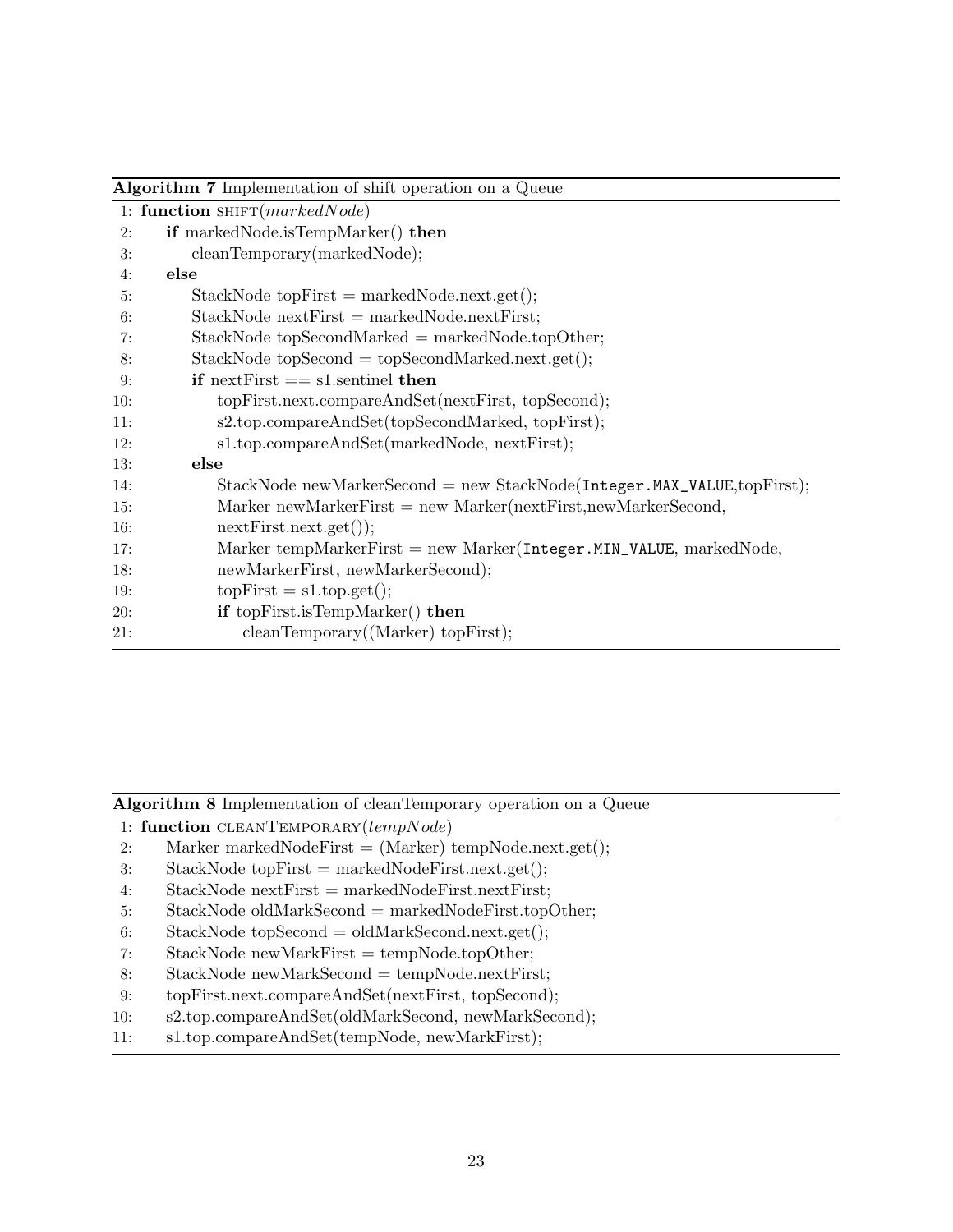**Algorithm 7** Implementation of shift operation on a Queue

```
1: function SHIFT(markedNode)
2:     if markedNode.isTempMarker() then
3:         cleanTemporary(markedNode);
4:     else
5:         StackNode topFirst = markedNode.next.get();
6:         StackNode nextFirst = markedNode.nextFirst;
7:         StackNode topSecondMarked = markedNode.topOther;
8:         StackNode topSecond = topSecondMarked.next.get();
9:         if nextFirst == s1.sentinel then
10:            topFirst.next.compareAndSet(nextFirst, topSecond);
11:            s2.top.compareAndSet(topSecondMarked, topFirst);
12:            s1.top.compareAndSet(markedNode, nextFirst);
13:        else
14:            StackNode newMarkerSecond = new StackNode(Integer.MAX_VALUE,topFirst);
15:            Marker newMarkerFirst = new Marker(nextFirst,newMarkerSecond,
16:            nextFirst.next.get());
17:            Marker tempMarkerFirst = new Marker(Integer.MIN_VALUE, markedNode,
18:            newMarkerFirst, newMarkerSecond);
19:            topFirst = s1.top.get();
20:            if topFirst.isTempMarker() then
21:                cleanTemporary((Marker) topFirst);
```

**Algorithm 8** Implementation of cleanTemporary operation on a Queue

```
1: function CLEANTEMPORARY(tempNode)
2:     Marker markedNodeFirst = (Marker) tempNode.next.get();
3:     StackNode topFirst = markedNodeFirst.next.get();
4:     StackNode nextFirst = markedNodeFirst.nextFirst;
5:     StackNode oldMarkSecond = markedNodeFirst.topOther;
6:     StackNode topSecond = oldMarkSecond.next.get();
7:     StackNode newMarkFirst = tempNode.topOther;
8:     StackNode newMarkSecond = tempNode.nextFirst;
9:     topFirst.next.compareAndSet(nextFirst, topSecond);
10:    s2.top.compareAndSet(oldMarkSecond, newMarkSecond);
11:    s1.top.compareAndSet(tempNode, newMarkFirst);
```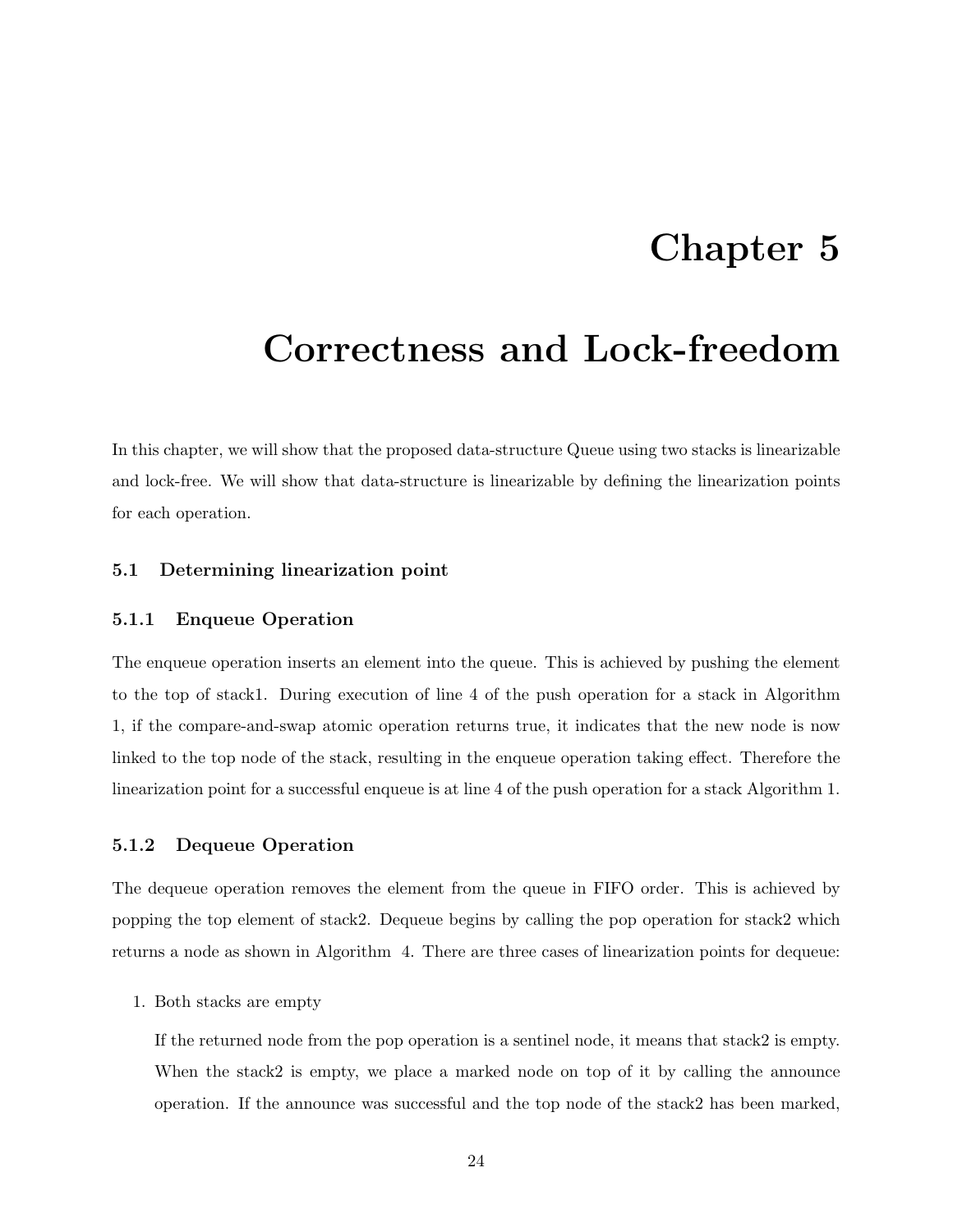# Chapter 5

# Correctness and Lock-freedom

In this chapter, we will show that the proposed data-structure Queue using two stacks is linearizable and lock-free. We will show that data-structure is linearizable by defining the linearization points for each operation.

## 5.1 Determining linearization point

### 5.1.1 Enqueue Operation

The enqueue operation inserts an element into the queue. This is achieved by pushing the element to the top of stack1. During execution of line 4 of the push operation for a stack in Algorithm 1, if the compare-and-swap atomic operation returns true, it indicates that the new node is now linked to the top node of the stack, resulting in the enqueue operation taking effect. Therefore the linearization point for a successful enqueue is at line 4 of the push operation for a stack Algorithm 1.

### 5.1.2 Dequeue Operation

The dequeue operation removes the element from the queue in FIFO order. This is achieved by popping the top element of stack2. Dequeue begins by calling the pop operation for stack2 which returns a node as shown in Algorithm 4. There are three cases of linearization points for dequeue:

1. Both stacks are empty

   If the returned node from the pop operation is a sentinel node, it means that stack2 is empty. When the stack2 is empty, we place a marked node on top of it by calling the announce operation. If the announce was successful and the top node of the stack2 has been marked,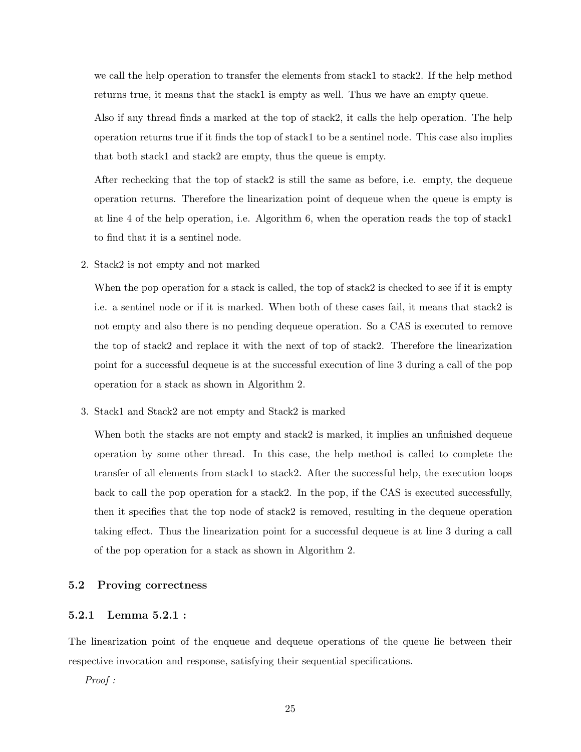we call the help operation to transfer the elements from stack1 to stack2. If the help method returns true, it means that the stack1 is empty as well. Thus we have an empty queue.

Also if any thread finds a marked at the top of stack2, it calls the help operation. The help operation returns true if it finds the top of stack1 to be a sentinel node. This case also implies that both stack1 and stack2 are empty, thus the queue is empty.

After rechecking that the top of stack2 is still the same as before, i.e. empty, the dequeue operation returns. Therefore the linearization point of dequeue when the queue is empty is at line 4 of the help operation, i.e. Algorithm 6, when the operation reads the top of stack1 to find that it is a sentinel node.

2. Stack2 is not empty and not marked

   When the pop operation for a stack is called, the top of stack2 is checked to see if it is empty i.e. a sentinel node or if it is marked. When both of these cases fail, it means that stack2 is not empty and also there is no pending dequeue operation. So a CAS is executed to remove the top of stack2 and replace it with the next of top of stack2. Therefore the linearization point for a successful dequeue is at the successful execution of line 3 during a call of the pop operation for a stack as shown in Algorithm 2.

3. Stack1 and Stack2 are not empty and Stack2 is marked

   When both the stacks are not empty and stack2 is marked, it implies an unfinished dequeue operation by some other thread. In this case, the help method is called to complete the transfer of all elements from stack1 to stack2. After the successful help, the execution loops back to call the pop operation for a stack2. In the pop, if the CAS is executed successfully, then it specifies that the top node of stack2 is removed, resulting in the dequeue operation taking effect. Thus the linearization point for a successful dequeue is at line 3 during a call of the pop operation for a stack as shown in Algorithm 2.

## 5.2 Proving correctness

### 5.2.1 Lemma 5.2.1 :

The linearization point of the enqueue and dequeue operations of the queue lie between their respective invocation and response, satisfying their sequential specifications.

*Proof :*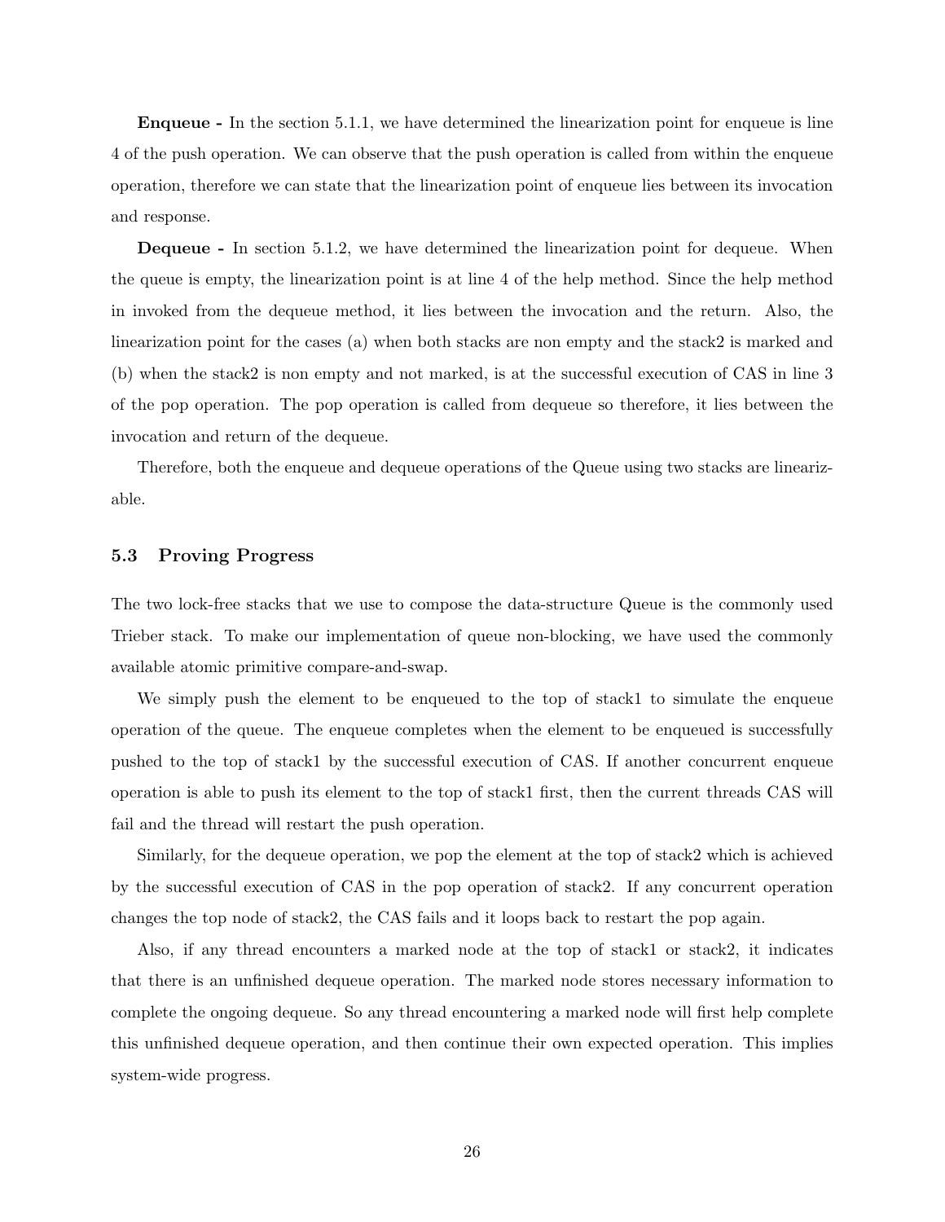**Enqueue -** In the section 5.1.1, we have determined the linearization point for enqueue is line 4 of the push operation. We can observe that the push operation is called from within the enqueue operation, therefore we can state that the linearization point of enqueue lies between its invocation and response.

**Dequeue -** In section 5.1.2, we have determined the linearization point for dequeue. When the queue is empty, the linearization point is at line 4 of the help method. Since the help method in invoked from the dequeue method, it lies between the invocation and the return. Also, the linearization point for the cases (a) when both stacks are non empty and the stack2 is marked and (b) when the stack2 is non empty and not marked, is at the successful execution of CAS in line 3 of the pop operation. The pop operation is called from dequeue so therefore, it lies between the invocation and return of the dequeue.

Therefore, both the enqueue and dequeue operations of the Queue using two stacks are linearizable.

### 5.3 Proving Progress

The two lock-free stacks that we use to compose the data-structure Queue is the commonly used Trieber stack. To make our implementation of queue non-blocking, we have used the commonly available atomic primitive compare-and-swap.

We simply push the element to be enqueued to the top of stack1 to simulate the enqueue operation of the queue. The enqueue completes when the element to be enqueued is successfully pushed to the top of stack1 by the successful execution of CAS. If another concurrent enqueue operation is able to push its element to the top of stack1 first, then the current threads CAS will fail and the thread will restart the push operation.

Similarly, for the dequeue operation, we pop the element at the top of stack2 which is achieved by the successful execution of CAS in the pop operation of stack2. If any concurrent operation changes the top node of stack2, the CAS fails and it loops back to restart the pop again.

Also, if any thread encounters a marked node at the top of stack1 or stack2, it indicates that there is an unfinished dequeue operation. The marked node stores necessary information to complete the ongoing dequeue. So any thread encountering a marked node will first help complete this unfinished dequeue operation, and then continue their own expected operation. This implies system-wide progress.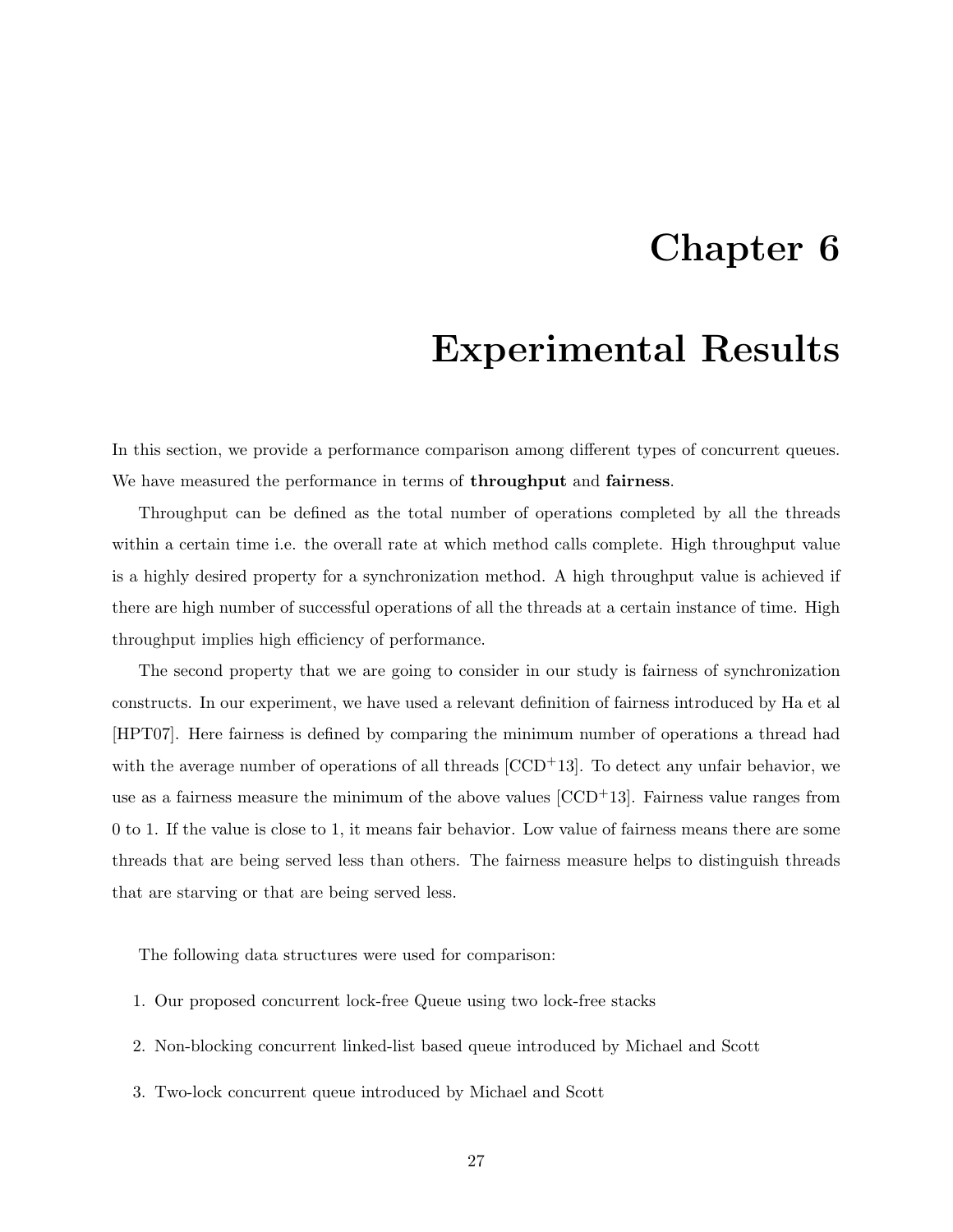# Chapter 6

# Experimental Results

In this section, we provide a performance comparison among different types of concurrent queues. We have measured the performance in terms of **throughput** and **fairness**.

Throughput can be defined as the total number of operations completed by all the threads within a certain time i.e. the overall rate at which method calls complete. High throughput value is a highly desired property for a synchronization method. A high throughput value is achieved if there are high number of successful operations of all the threads at a certain instance of time. High throughput implies high efficiency of performance.

The second property that we are going to consider in our study is fairness of synchronization constructs. In our experiment, we have used a relevant definition of fairness introduced by Ha et al [HPT07]. Here fairness is defined by comparing the minimum number of operations a thread had with the average number of operations of all threads [CCD+13]. To detect any unfair behavior, we use as a fairness measure the minimum of the above values [CCD+13]. Fairness value ranges from 0 to 1. If the value is close to 1, it means fair behavior. Low value of fairness means there are some threads that are being served less than others. The fairness measure helps to distinguish threads that are starving or that are being served less.

The following data structures were used for comparison:

1. Our proposed concurrent lock-free Queue using two lock-free stacks
2. Non-blocking concurrent linked-list based queue introduced by Michael and Scott
3. Two-lock concurrent queue introduced by Michael and Scott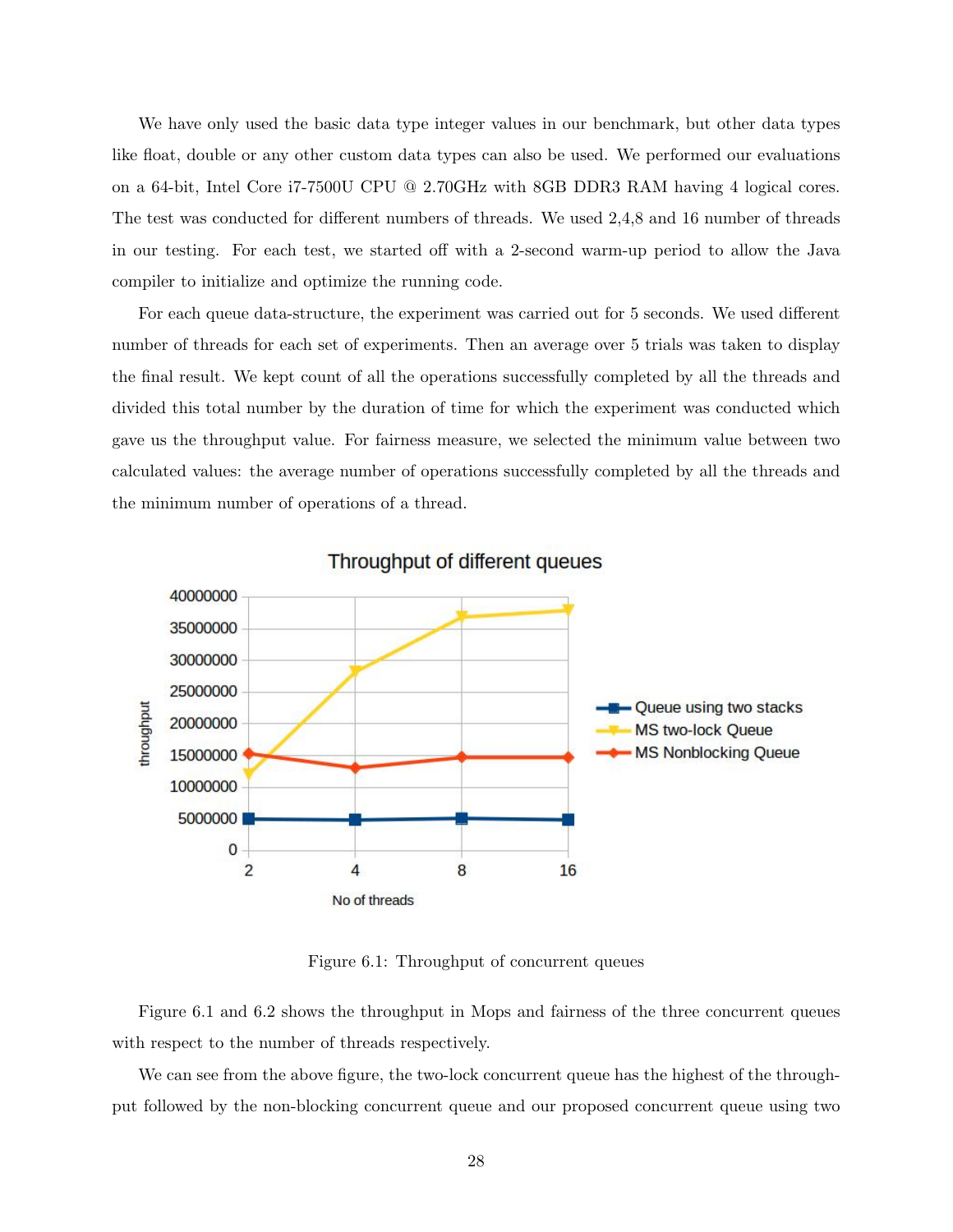We have only used the basic data type integer values in our benchmark, but other data types like float, double or any other custom data types can also be used. We performed our evaluations on a 64-bit, Intel Core i7-7500U CPU @ 2.70GHz with 8GB DDR3 RAM having 4 logical cores. The test was conducted for different numbers of threads. We used 2,4,8 and 16 number of threads in our testing. For each test, we started off with a 2-second warm-up period to allow the Java compiler to initialize and optimize the running code.

For each queue data-structure, the experiment was carried out for 5 seconds. We used different number of threads for each set of experiments. Then an average over 5 trials was taken to display the final result. We kept count of all the operations successfully completed by all the threads and divided this total number by the duration of time for which the experiment was conducted which gave us the throughput value. For fairness measure, we selected the minimum value between two calculated values: the average number of operations successfully completed by all the threads and the minimum number of operations of a thread.

Figure 6.1: Throughput of concurrent queues

Figure 6.1 and 6.2 shows the throughput in Mops and fairness of the three concurrent queues with respect to the number of threads respectively.

We can see from the above figure, the two-lock concurrent queue has the highest of the throughput followed by the non-blocking concurrent queue and our proposed concurrent queue using two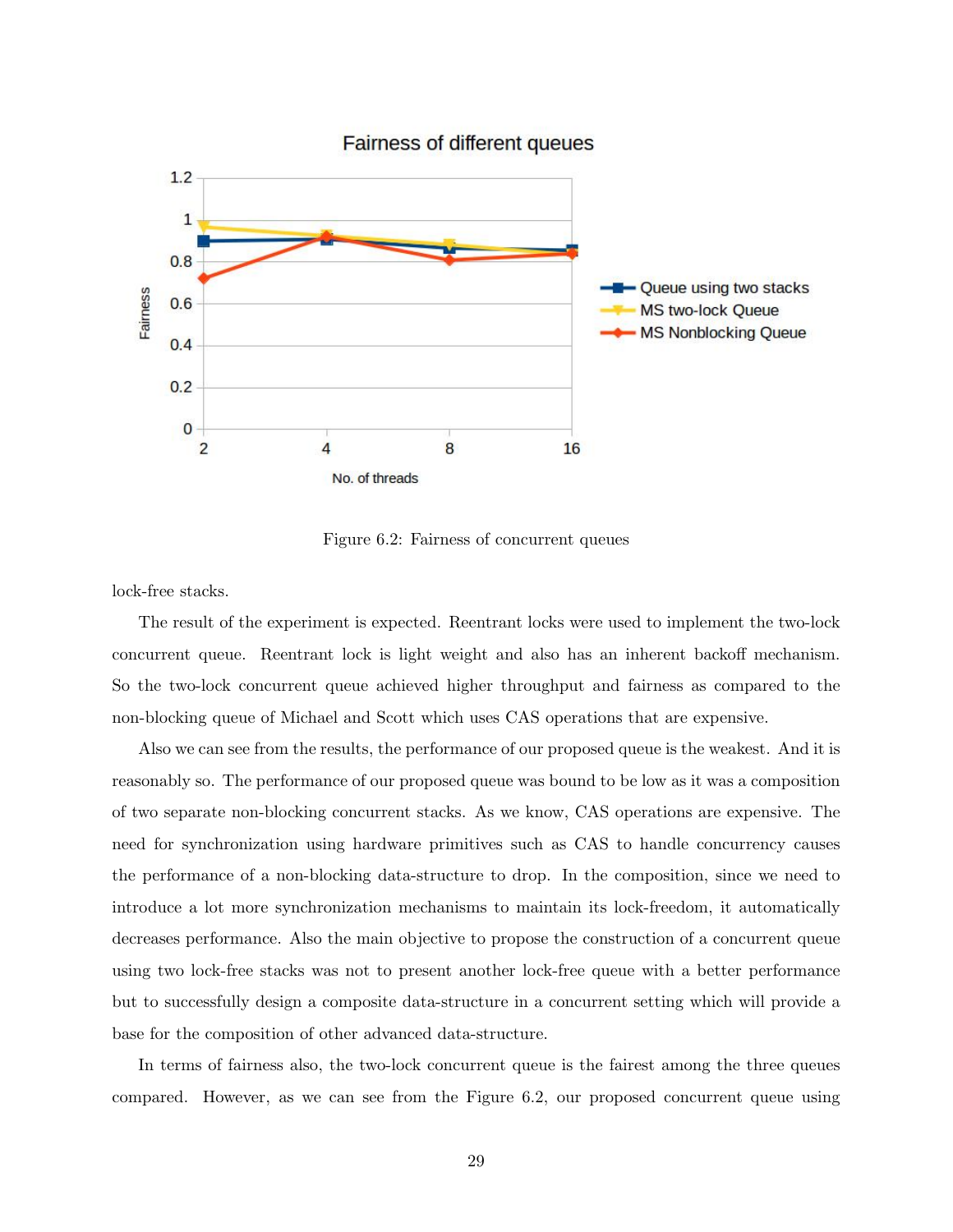Figure 6.2: Fairness of concurrent queues

lock-free stacks.

The result of the experiment is expected. Reentrant locks were used to implement the two-lock concurrent queue. Reentrant lock is light weight and also has an inherent backoff mechanism. So the two-lock concurrent queue achieved higher throughput and fairness as compared to the non-blocking queue of Michael and Scott which uses CAS operations that are expensive.

Also we can see from the results, the performance of our proposed queue is the weakest. And it is reasonably so. The performance of our proposed queue was bound to be low as it was a composition of two separate non-blocking concurrent stacks. As we know, CAS operations are expensive. The need for synchronization using hardware primitives such as CAS to handle concurrency causes the performance of a non-blocking data-structure to drop. In the composition, since we need to introduce a lot more synchronization mechanisms to maintain its lock-freedom, it automatically decreases performance. Also the main objective to propose the construction of a concurrent queue using two lock-free stacks was not to present another lock-free queue with a better performance but to successfully design a composite data-structure in a concurrent setting which will provide a base for the composition of other advanced data-structure.

In terms of fairness also, the two-lock concurrent queue is the fairest among the three queues compared. However, as we can see from the Figure 6.2, our proposed concurrent queue using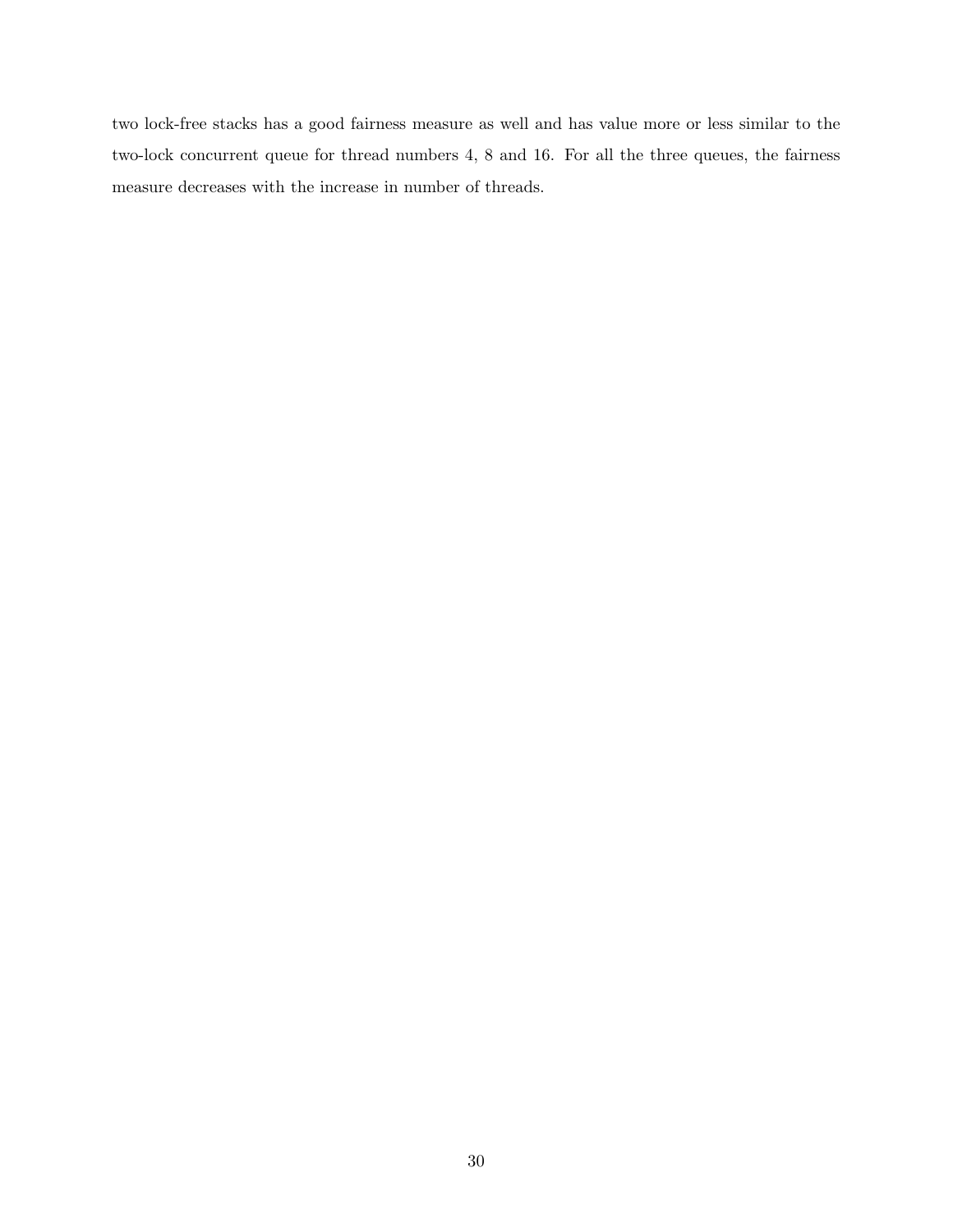two lock-free stacks has a good fairness measure as well and has value more or less similar to the two-lock concurrent queue for thread numbers 4, 8 and 16. For all the three queues, the fairness measure decreases with the increase in number of threads.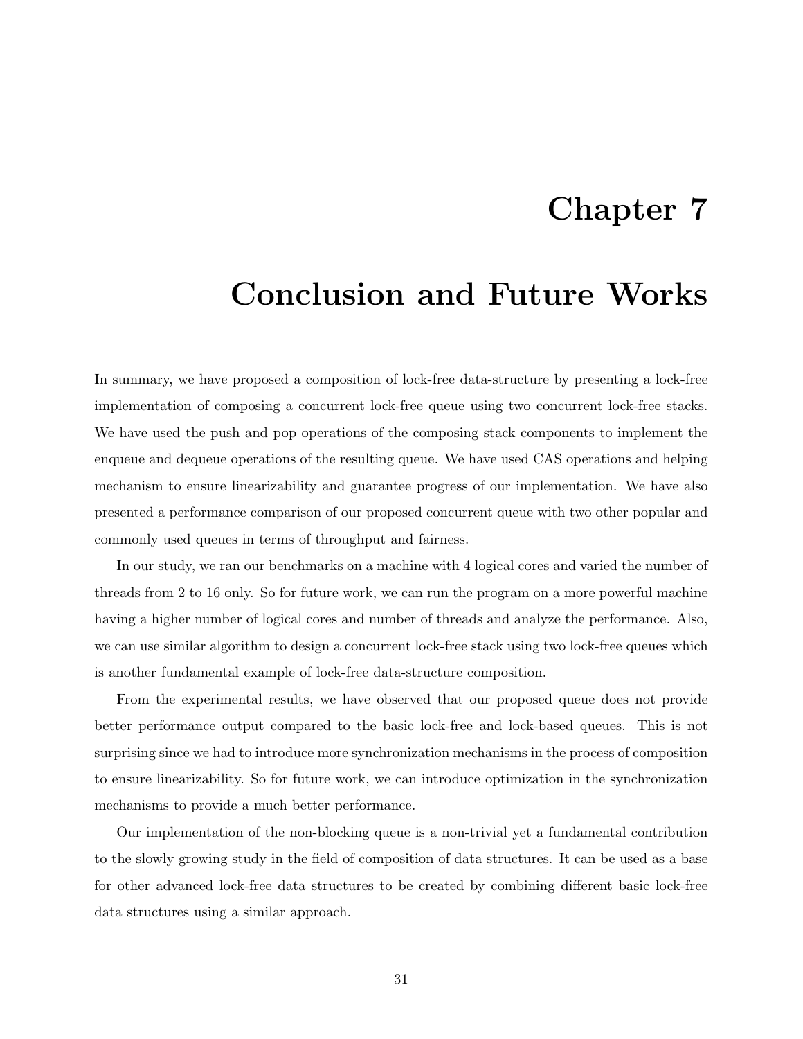# Chapter 7

# Conclusion and Future Works

In summary, we have proposed a composition of lock-free data-structure by presenting a lock-free implementation of composing a concurrent lock-free queue using two concurrent lock-free stacks. We have used the push and pop operations of the composing stack components to implement the enqueue and dequeue operations of the resulting queue. We have used CAS operations and helping mechanism to ensure linearizability and guarantee progress of our implementation. We have also presented a performance comparison of our proposed concurrent queue with two other popular and commonly used queues in terms of throughput and fairness.

In our study, we ran our benchmarks on a machine with 4 logical cores and varied the number of threads from 2 to 16 only. So for future work, we can run the program on a more powerful machine having a higher number of logical cores and number of threads and analyze the performance. Also, we can use similar algorithm to design a concurrent lock-free stack using two lock-free queues which is another fundamental example of lock-free data-structure composition.

From the experimental results, we have observed that our proposed queue does not provide better performance output compared to the basic lock-free and lock-based queues. This is not surprising since we had to introduce more synchronization mechanisms in the process of composition to ensure linearizability. So for future work, we can introduce optimization in the synchronization mechanisms to provide a much better performance.

Our implementation of the non-blocking queue is a non-trivial yet a fundamental contribution to the slowly growing study in the field of composition of data structures. It can be used as a base for other advanced lock-free data structures to be created by combining different basic lock-free data structures using a similar approach.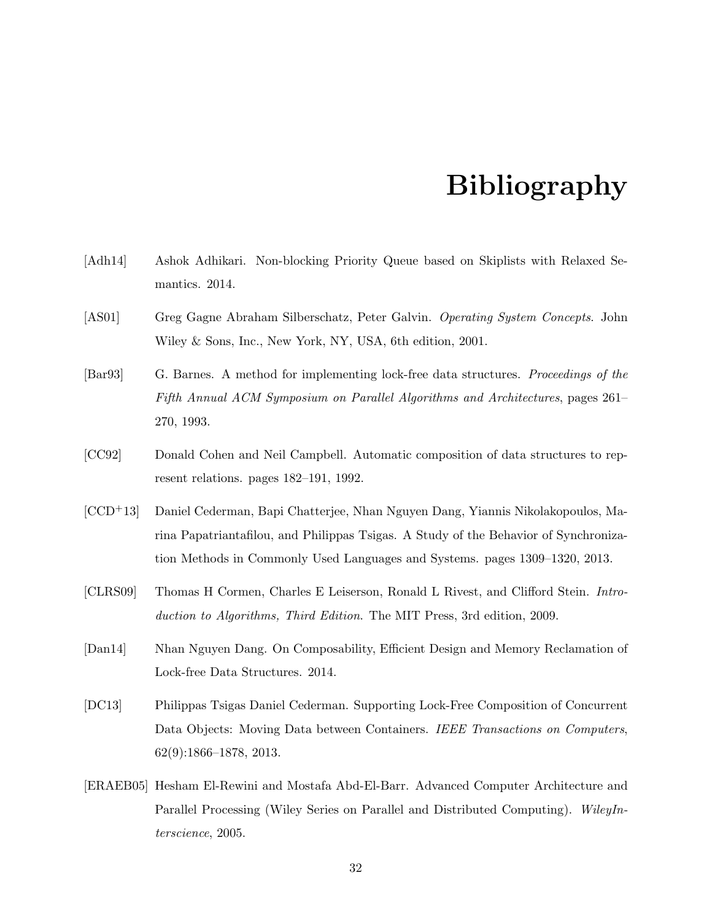# Bibliography

[Adh14] Ashok Adhikari. Non-blocking Priority Queue based on Skiplists with Relaxed Semantics. 2014.

[AS01] Greg Gagne Abraham Silberschatz, Peter Galvin. *Operating System Concepts*. John Wiley & Sons, Inc., New York, NY, USA, 6th edition, 2001.

[Bar93] G. Barnes. A method for implementing lock-free data structures. *Proceedings of the Fifth Annual ACM Symposium on Parallel Algorithms and Architectures*, pages 261–270, 1993.

[CC92] Donald Cohen and Neil Campbell. Automatic composition of data structures to represent relations. pages 182–191, 1992.

[CCD+13] Daniel Cederman, Bapi Chatterjee, Nhan Nguyen Dang, Yiannis Nikolakopoulos, Marina Papatriantafilou, and Philippas Tsigas. A Study of the Behavior of Synchronization Methods in Commonly Used Languages and Systems. pages 1309–1320, 2013.

[CLRS09] Thomas H Cormen, Charles E Leiserson, Ronald L Rivest, and Clifford Stein. *Introduction to Algorithms, Third Edition*. The MIT Press, 3rd edition, 2009.

[Dan14] Nhan Nguyen Dang. On Composability, Efficient Design and Memory Reclamation of Lock-free Data Structures. 2014.

[DC13] Philippas Tsigas Daniel Cederman. Supporting Lock-Free Composition of Concurrent Data Objects: Moving Data between Containers. *IEEE Transactions on Computers*, 62(9):1866–1878, 2013.

[ERAEB05] Hesham El-Rewini and Mostafa Abd-El-Barr. Advanced Computer Architecture and Parallel Processing (Wiley Series on Parallel and Distributed Computing). *WileyInterscience*, 2005.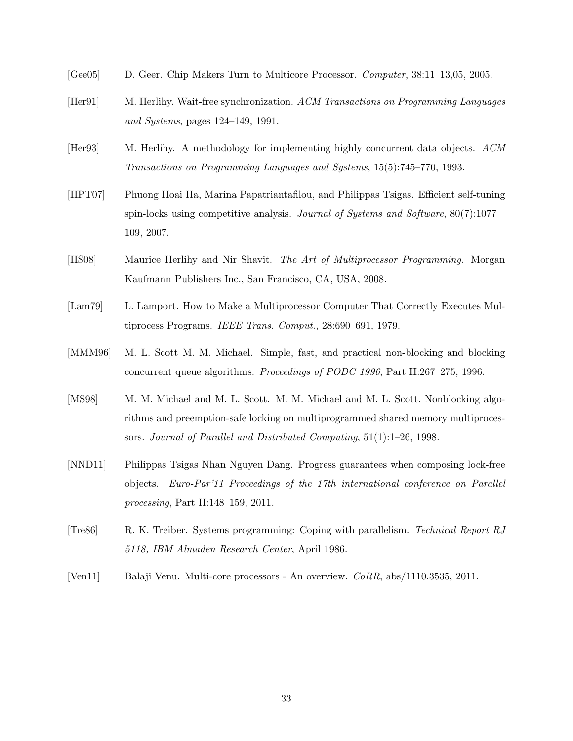[Gee05] D. Geer. Chip Makers Turn to Multicore Processor. *Computer*, 38:11–13,05, 2005.

[Her91] M. Herlihy. Wait-free synchronization. *ACM Transactions on Programming Languages and Systems*, pages 124–149, 1991.

[Her93] M. Herlihy. A methodology for implementing highly concurrent data objects. *ACM Transactions on Programming Languages and Systems*, 15(5):745–770, 1993.

[HPT07] Phuong Hoai Ha, Marina Papatriantafilou, and Philippas Tsigas. Efficient self-tuning spin-locks using competitive analysis. *Journal of Systems and Software*, 80(7):1077 – 109, 2007.

[HS08] Maurice Herlihy and Nir Shavit. *The Art of Multiprocessor Programming*. Morgan Kaufmann Publishers Inc., San Francisco, CA, USA, 2008.

[Lam79] L. Lamport. How to Make a Multiprocessor Computer That Correctly Executes Multiprocess Programs. *IEEE Trans. Comput.*, 28:690–691, 1979.

[MMM96] M. L. Scott M. M. Michael. Simple, fast, and practical non-blocking and blocking concurrent queue algorithms. *Proceedings of PODC 1996*, Part II:267–275, 1996.

[MS98] M. M. Michael and M. L. Scott. M. M. Michael and M. L. Scott. Nonblocking algorithms and preemption-safe locking on multiprogrammed shared memory multiprocessors. *Journal of Parallel and Distributed Computing*, 51(1):1–26, 1998.

[NND11] Philippas Tsigas Nhan Nguyen Dang. Progress guarantees when composing lock-free objects. *Euro-Par'11 Proceedings of the 17th international conference on Parallel processing*, Part II:148–159, 2011.

[Tre86] R. K. Treiber. Systems programming: Coping with parallelism. *Technical Report RJ 5118, IBM Almaden Research Center*, April 1986.

[Ven11] Balaji Venu. Multi-core processors - An overview. *CoRR*, abs/1110.3535, 2011.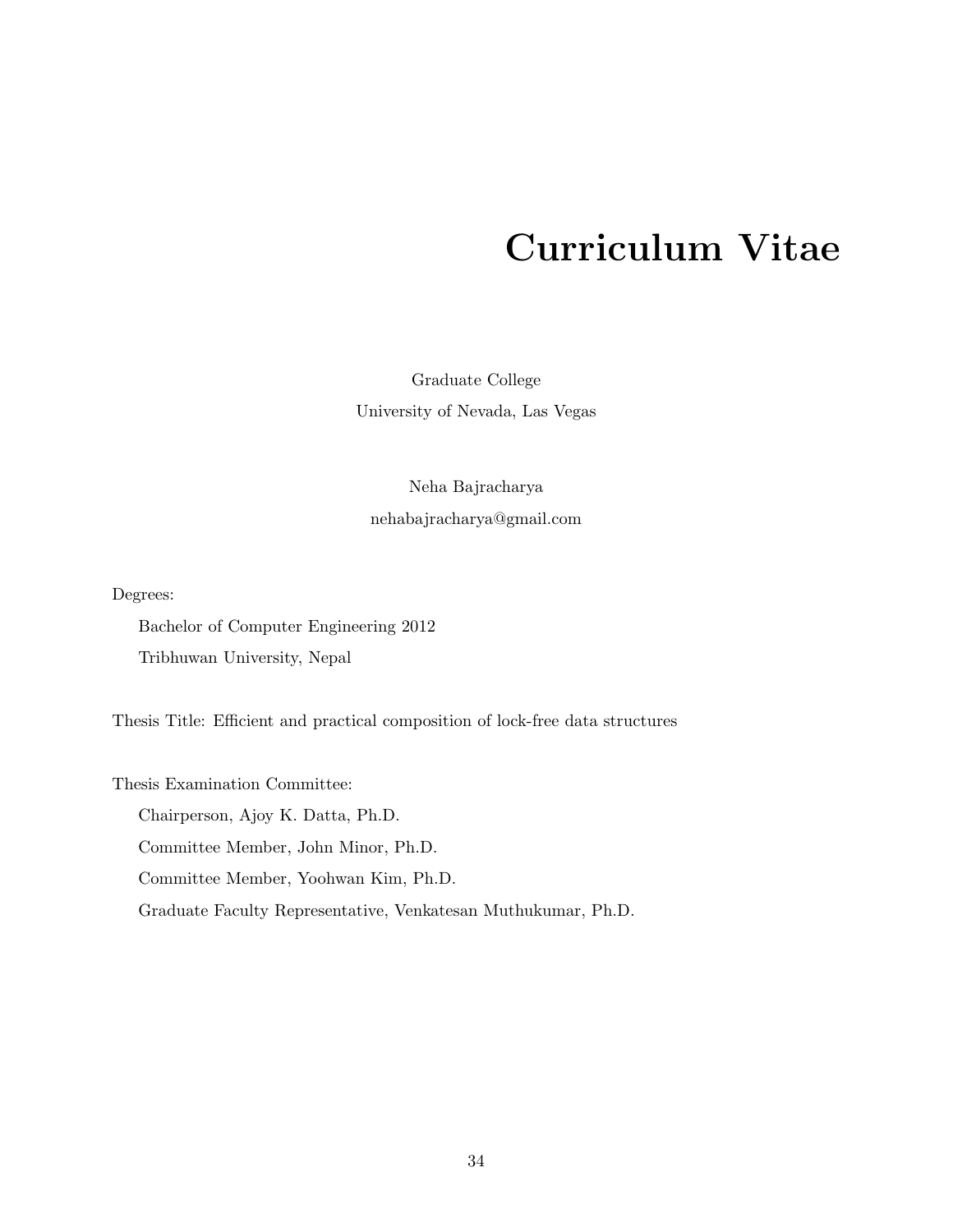# Curriculum Vitae

Graduate College
University of Nevada, Las Vegas

Neha Bajracharya
nehabajracharya@gmail.com

Degrees:

Bachelor of Computer Engineering 2012
Tribhuwan University, Nepal

Thesis Title: Efficient and practical composition of lock-free data structures

Thesis Examination Committee:

Chairperson, Ajoy K. Datta, Ph.D.
Committee Member, John Minor, Ph.D.
Committee Member, Yoohwan Kim, Ph.D.
Graduate Faculty Representative, Venkatesan Muthukumar, Ph.D.